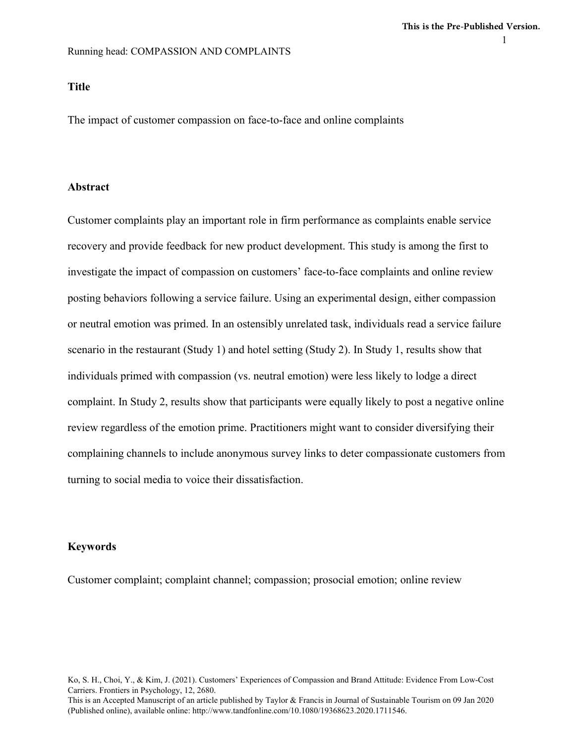## Title

The impact of customer compassion on face-to-face and online complaints

## Abstract

Customer complaints play an important role in firm performance as complaints enable service recovery and provide feedback for new product development. This study is among the first to investigate the impact of compassion on customers' face-to-face complaints and online review posting behaviors following a service failure. Using an experimental design, either compassion or neutral emotion was primed. In an ostensibly unrelated task, individuals read a service failure scenario in the restaurant (Study 1) and hotel setting (Study 2). In Study 1, results show that individuals primed with compassion (vs. neutral emotion) were less likely to lodge a direct complaint. In Study 2, results show that participants were equally likely to post a negative online review regardless of the emotion prime. Practitioners might want to consider diversifying their complaining channels to include anonymous survey links to deter compassionate customers from turning to social media to voice their dissatisfaction.

## Keywords

Customer complaint; complaint channel; compassion; prosocial emotion; online review

Ko, S. H., Choi, Y., & Kim, J. (2021). Customers' Experiences of Compassion and Brand Attitude: Evidence From Low-Cost Carriers. Frontiers in Psychology, 12, 2680.
This is an Accepted Manuscript of an article published by Taylor & Francis in Journal of Sustainable Tourism on 09 Jan 2020 (Published online), available online: http://www.tandfonline.com/10.1080/19368623.2020.1711546.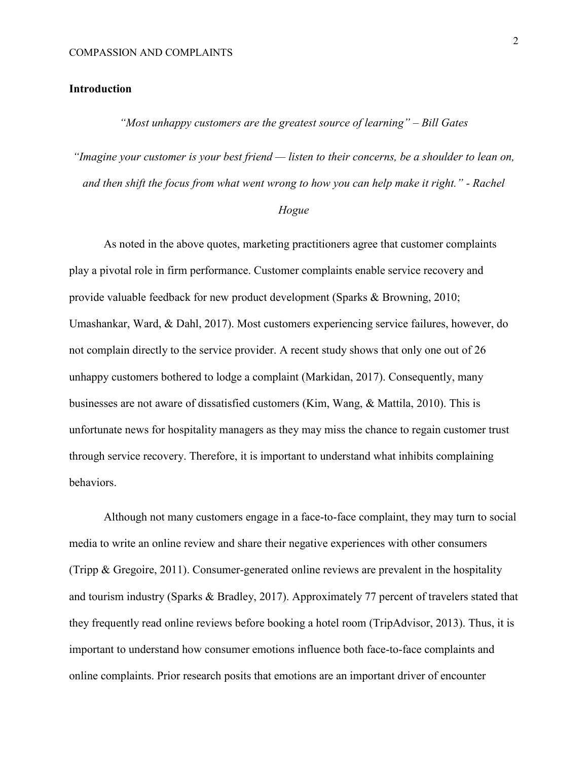## Introduction

*"Most unhappy customers are the greatest source of learning" – Bill Gates*

*"Imagine your customer is your best friend — listen to their concerns, be a shoulder to lean on, and then shift the focus from what went wrong to how you can help make it right." - Rachel Hogue*

As noted in the above quotes, marketing practitioners agree that customer complaints play a pivotal role in firm performance. Customer complaints enable service recovery and provide valuable feedback for new product development (Sparks & Browning, 2010; Umashankar, Ward, & Dahl, 2017). Most customers experiencing service failures, however, do not complain directly to the service provider. A recent study shows that only one out of 26 unhappy customers bothered to lodge a complaint (Markidan, 2017). Consequently, many businesses are not aware of dissatisfied customers (Kim, Wang, & Mattila, 2010). This is unfortunate news for hospitality managers as they may miss the chance to regain customer trust through service recovery. Therefore, it is important to understand what inhibits complaining behaviors.

Although not many customers engage in a face-to-face complaint, they may turn to social media to write an online review and share their negative experiences with other consumers (Tripp & Gregoire, 2011). Consumer-generated online reviews are prevalent in the hospitality and tourism industry (Sparks & Bradley, 2017). Approximately 77 percent of travelers stated that they frequently read online reviews before booking a hotel room (TripAdvisor, 2013). Thus, it is important to understand how consumer emotions influence both face-to-face complaints and online complaints. Prior research posits that emotions are an important driver of encounter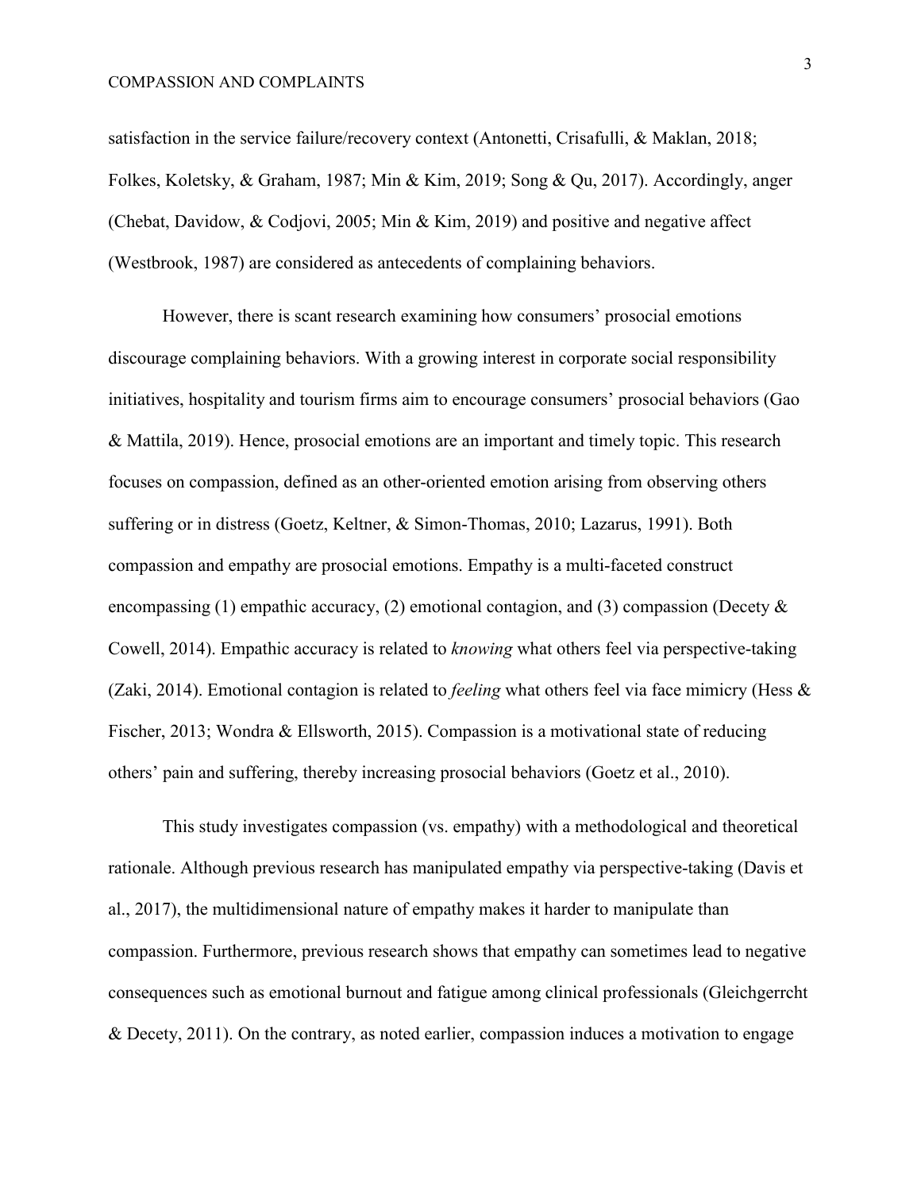satisfaction in the service failure/recovery context (Antonetti, Crisafulli, & Maklan, 2018; Folkes, Koletsky, & Graham, 1987; Min & Kim, 2019; Song & Qu, 2017). Accordingly, anger (Chebat, Davidow, & Codjovi, 2005; Min & Kim, 2019) and positive and negative affect (Westbrook, 1987) are considered as antecedents of complaining behaviors.

However, there is scant research examining how consumers' prosocial emotions discourage complaining behaviors. With a growing interest in corporate social responsibility initiatives, hospitality and tourism firms aim to encourage consumers' prosocial behaviors (Gao & Mattila, 2019). Hence, prosocial emotions are an important and timely topic. This research focuses on compassion, defined as an other-oriented emotion arising from observing others suffering or in distress (Goetz, Keltner, & Simon-Thomas, 2010; Lazarus, 1991). Both compassion and empathy are prosocial emotions. Empathy is a multi-faceted construct encompassing (1) empathic accuracy, (2) emotional contagion, and (3) compassion (Decety & Cowell, 2014). Empathic accuracy is related to *knowing* what others feel via perspective-taking (Zaki, 2014). Emotional contagion is related to *feeling* what others feel via face mimicry (Hess & Fischer, 2013; Wondra & Ellsworth, 2015). Compassion is a motivational state of reducing others' pain and suffering, thereby increasing prosocial behaviors (Goetz et al., 2010).

This study investigates compassion (vs. empathy) with a methodological and theoretical rationale. Although previous research has manipulated empathy via perspective-taking (Davis et al., 2017), the multidimensional nature of empathy makes it harder to manipulate than compassion. Furthermore, previous research shows that empathy can sometimes lead to negative consequences such as emotional burnout and fatigue among clinical professionals (Gleichgerrcht & Decety, 2011). On the contrary, as noted earlier, compassion induces a motivation to engage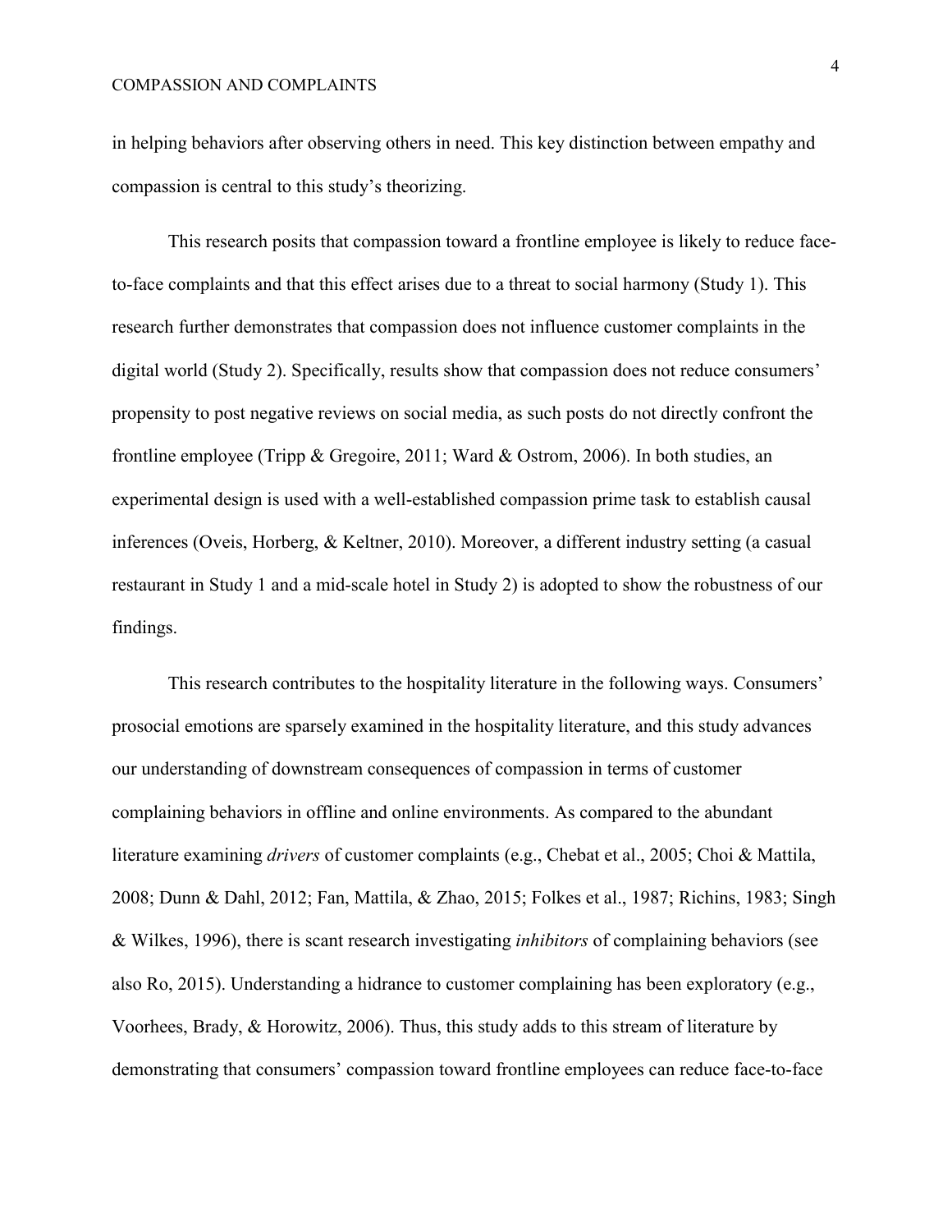in helping behaviors after observing others in need. This key distinction between empathy and compassion is central to this study's theorizing.

This research posits that compassion toward a frontline employee is likely to reduce face-to-face complaints and that this effect arises due to a threat to social harmony (Study 1). This research further demonstrates that compassion does not influence customer complaints in the digital world (Study 2). Specifically, results show that compassion does not reduce consumers' propensity to post negative reviews on social media, as such posts do not directly confront the frontline employee (Tripp & Gregoire, 2011; Ward & Ostrom, 2006). In both studies, an experimental design is used with a well-established compassion prime task to establish causal inferences (Oveis, Horberg, & Keltner, 2010). Moreover, a different industry setting (a casual restaurant in Study 1 and a mid-scale hotel in Study 2) is adopted to show the robustness of our findings.

This research contributes to the hospitality literature in the following ways. Consumers' prosocial emotions are sparsely examined in the hospitality literature, and this study advances our understanding of downstream consequences of compassion in terms of customer complaining behaviors in offline and online environments. As compared to the abundant literature examining *drivers* of customer complaints (e.g., Chebat et al., 2005; Choi & Mattila, 2008; Dunn & Dahl, 2012; Fan, Mattila, & Zhao, 2015; Folkes et al., 1987; Richins, 1983; Singh & Wilkes, 1996), there is scant research investigating *inhibitors* of complaining behaviors (see also Ro, 2015). Understanding a hidrance to customer complaining has been exploratory (e.g., Voorhees, Brady, & Horowitz, 2006). Thus, this study adds to this stream of literature by demonstrating that consumers' compassion toward frontline employees can reduce face-to-face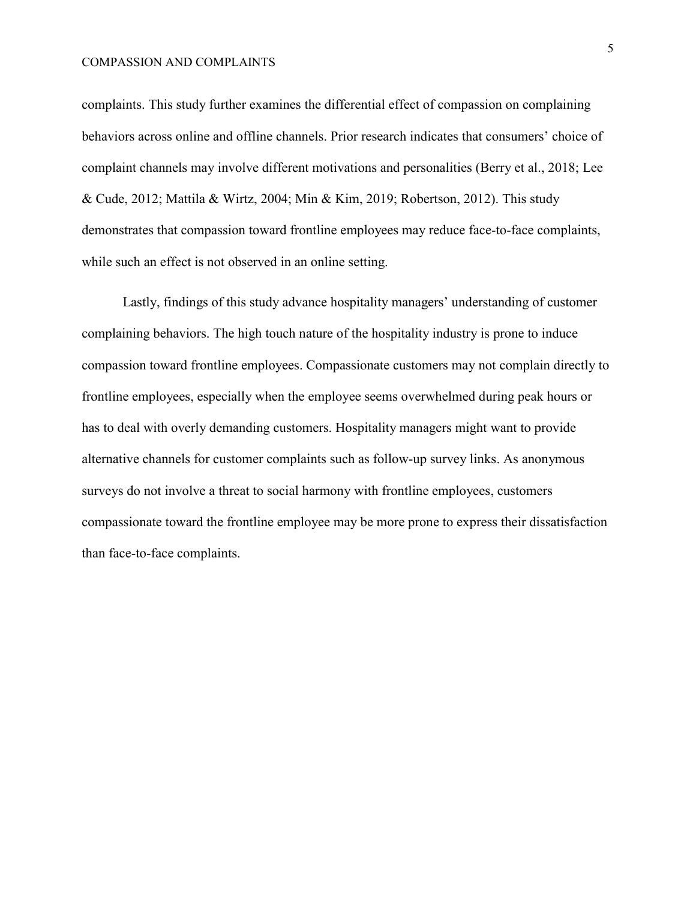complaints. This study further examines the differential effect of compassion on complaining behaviors across online and offline channels. Prior research indicates that consumers' choice of complaint channels may involve different motivations and personalities (Berry et al., 2018; Lee & Cude, 2012; Mattila & Wirtz, 2004; Min & Kim, 2019; Robertson, 2012). This study demonstrates that compassion toward frontline employees may reduce face-to-face complaints, while such an effect is not observed in an online setting.

Lastly, findings of this study advance hospitality managers' understanding of customer complaining behaviors. The high touch nature of the hospitality industry is prone to induce compassion toward frontline employees. Compassionate customers may not complain directly to frontline employees, especially when the employee seems overwhelmed during peak hours or has to deal with overly demanding customers. Hospitality managers might want to provide alternative channels for customer complaints such as follow-up survey links. As anonymous surveys do not involve a threat to social harmony with frontline employees, customers compassionate toward the frontline employee may be more prone to express their dissatisfaction than face-to-face complaints.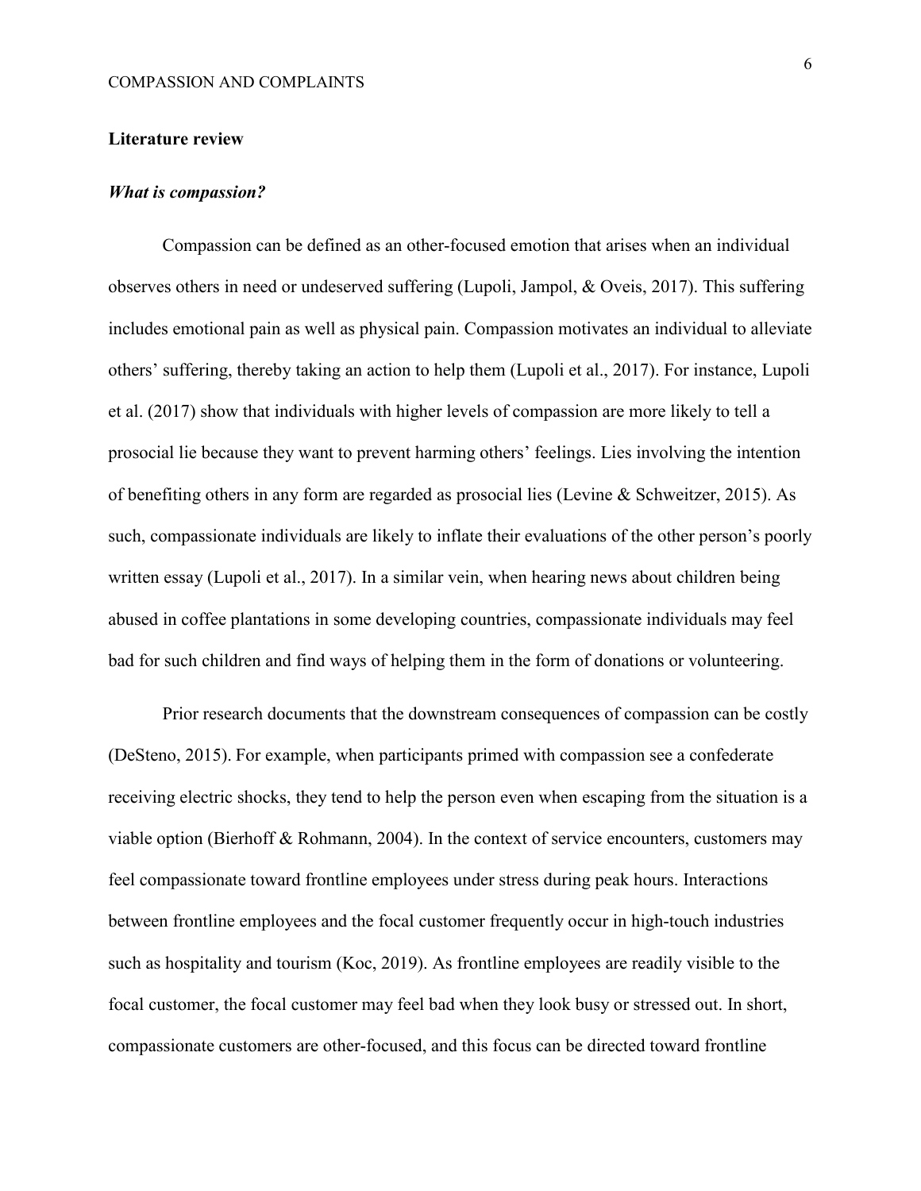## Literature review

### *What is compassion?*

Compassion can be defined as an other-focused emotion that arises when an individual observes others in need or undeserved suffering (Lupoli, Jampol, & Oveis, 2017). This suffering includes emotional pain as well as physical pain. Compassion motivates an individual to alleviate others' suffering, thereby taking an action to help them (Lupoli et al., 2017). For instance, Lupoli et al. (2017) show that individuals with higher levels of compassion are more likely to tell a prosocial lie because they want to prevent harming others' feelings. Lies involving the intention of benefiting others in any form are regarded as prosocial lies (Levine & Schweitzer, 2015). As such, compassionate individuals are likely to inflate their evaluations of the other person's poorly written essay (Lupoli et al., 2017). In a similar vein, when hearing news about children being abused in coffee plantations in some developing countries, compassionate individuals may feel bad for such children and find ways of helping them in the form of donations or volunteering.

Prior research documents that the downstream consequences of compassion can be costly (DeSteno, 2015). For example, when participants primed with compassion see a confederate receiving electric shocks, they tend to help the person even when escaping from the situation is a viable option (Bierhoff & Rohmann, 2004). In the context of service encounters, customers may feel compassionate toward frontline employees under stress during peak hours. Interactions between frontline employees and the focal customer frequently occur in high-touch industries such as hospitality and tourism (Koc, 2019). As frontline employees are readily visible to the focal customer, the focal customer may feel bad when they look busy or stressed out. In short, compassionate customers are other-focused, and this focus can be directed toward frontline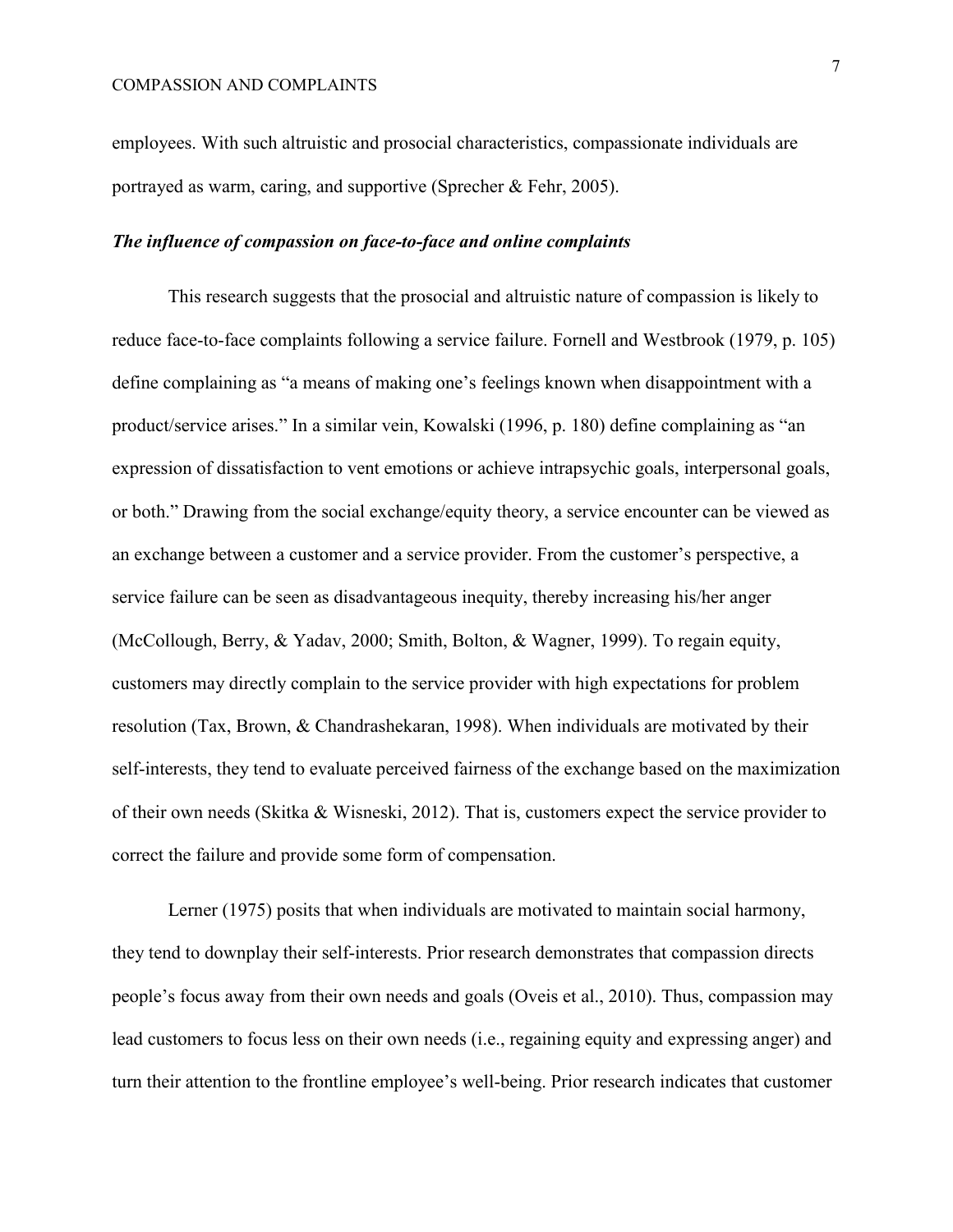employees. With such altruistic and prosocial characteristics, compassionate individuals are portrayed as warm, caring, and supportive (Sprecher & Fehr, 2005).

### *The influence of compassion on face-to-face and online complaints*

This research suggests that the prosocial and altruistic nature of compassion is likely to reduce face-to-face complaints following a service failure. Fornell and Westbrook (1979, p. 105) define complaining as "a means of making one's feelings known when disappointment with a product/service arises." In a similar vein, Kowalski (1996, p. 180) define complaining as "an expression of dissatisfaction to vent emotions or achieve intrapsychic goals, interpersonal goals, or both." Drawing from the social exchange/equity theory, a service encounter can be viewed as an exchange between a customer and a service provider. From the customer's perspective, a service failure can be seen as disadvantageous inequity, thereby increasing his/her anger (McCollough, Berry, & Yadav, 2000; Smith, Bolton, & Wagner, 1999). To regain equity, customers may directly complain to the service provider with high expectations for problem resolution (Tax, Brown, & Chandrashekaran, 1998). When individuals are motivated by their self-interests, they tend to evaluate perceived fairness of the exchange based on the maximization of their own needs (Skitka & Wisneski, 2012). That is, customers expect the service provider to correct the failure and provide some form of compensation.

Lerner (1975) posits that when individuals are motivated to maintain social harmony, they tend to downplay their self-interests. Prior research demonstrates that compassion directs people's focus away from their own needs and goals (Oveis et al., 2010). Thus, compassion may lead customers to focus less on their own needs (i.e., regaining equity and expressing anger) and turn their attention to the frontline employee's well-being. Prior research indicates that customer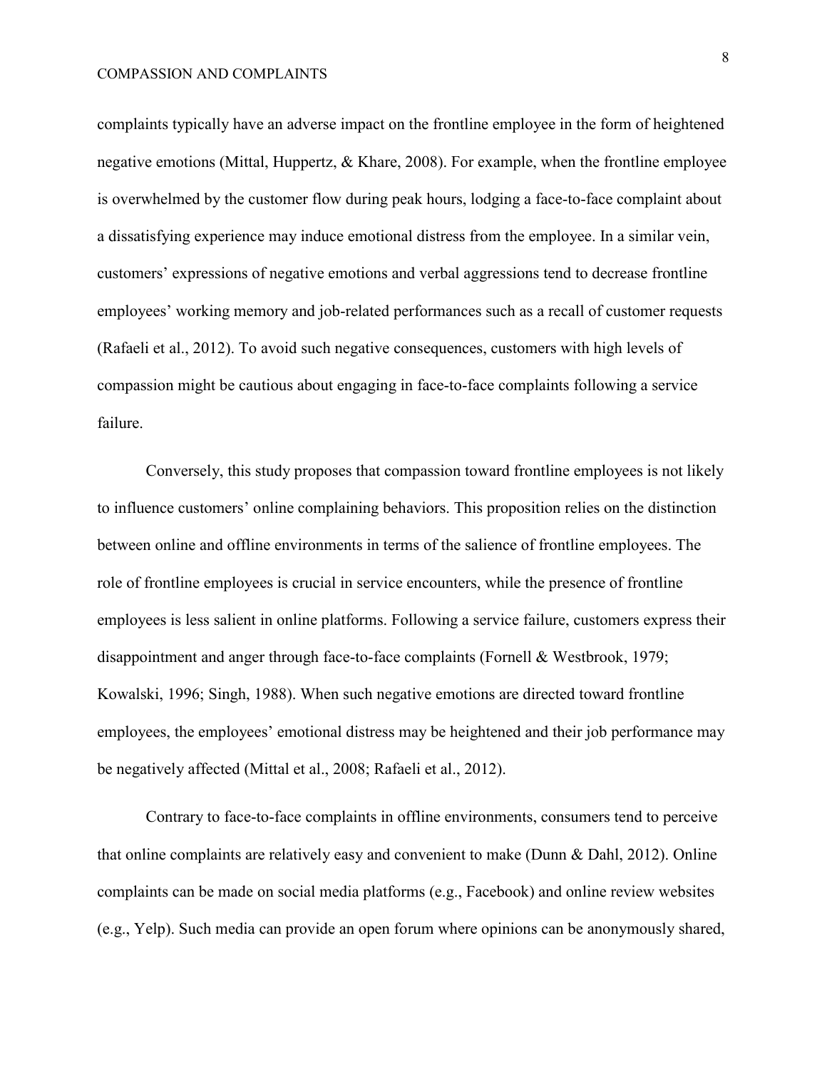complaints typically have an adverse impact on the frontline employee in the form of heightened negative emotions (Mittal, Huppertz, & Khare, 2008). For example, when the frontline employee is overwhelmed by the customer flow during peak hours, lodging a face-to-face complaint about a dissatisfying experience may induce emotional distress from the employee. In a similar vein, customers' expressions of negative emotions and verbal aggressions tend to decrease frontline employees' working memory and job-related performances such as a recall of customer requests (Rafaeli et al., 2012). To avoid such negative consequences, customers with high levels of compassion might be cautious about engaging in face-to-face complaints following a service failure.

Conversely, this study proposes that compassion toward frontline employees is not likely to influence customers' online complaining behaviors. This proposition relies on the distinction between online and offline environments in terms of the salience of frontline employees. The role of frontline employees is crucial in service encounters, while the presence of frontline employees is less salient in online platforms. Following a service failure, customers express their disappointment and anger through face-to-face complaints (Fornell & Westbrook, 1979; Kowalski, 1996; Singh, 1988). When such negative emotions are directed toward frontline employees, the employees' emotional distress may be heightened and their job performance may be negatively affected (Mittal et al., 2008; Rafaeli et al., 2012).

Contrary to face-to-face complaints in offline environments, consumers tend to perceive that online complaints are relatively easy and convenient to make (Dunn & Dahl, 2012). Online complaints can be made on social media platforms (e.g., Facebook) and online review websites (e.g., Yelp). Such media can provide an open forum where opinions can be anonymously shared,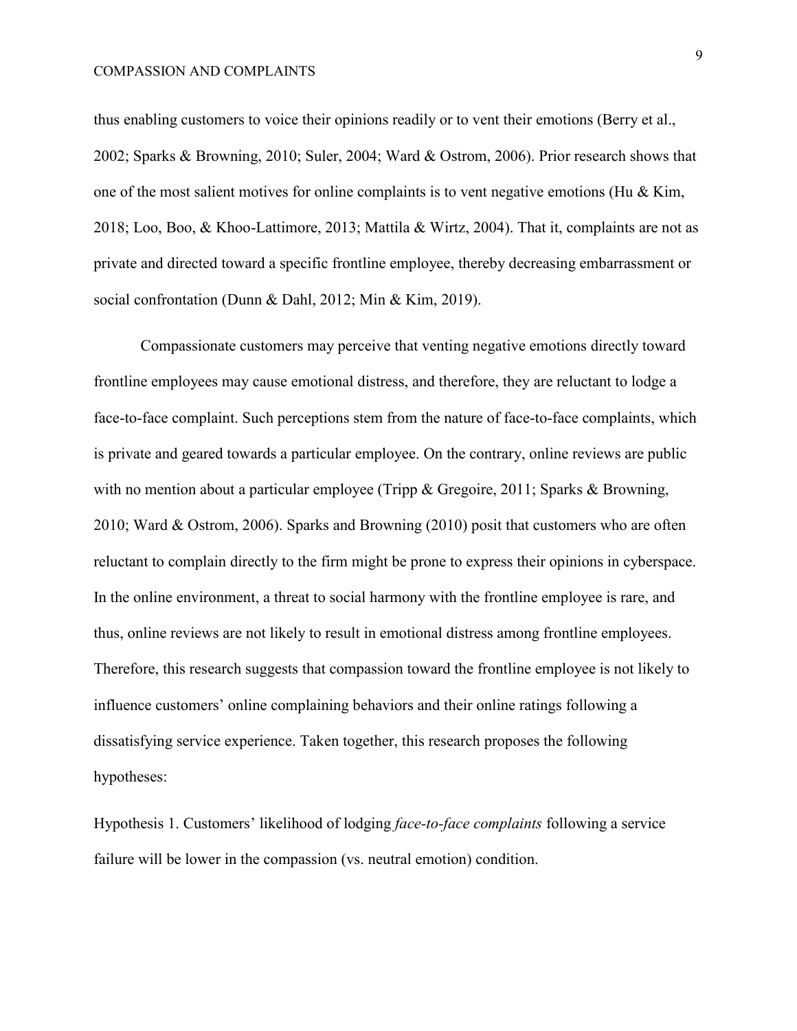thus enabling customers to voice their opinions readily or to vent their emotions (Berry et al., 2002; Sparks & Browning, 2010; Suler, 2004; Ward & Ostrom, 2006). Prior research shows that one of the most salient motives for online complaints is to vent negative emotions (Hu & Kim, 2018; Loo, Boo, & Khoo-Lattimore, 2013; Mattila & Wirtz, 2004). That it, complaints are not as private and directed toward a specific frontline employee, thereby decreasing embarrassment or social confrontation (Dunn & Dahl, 2012; Min & Kim, 2019).

Compassionate customers may perceive that venting negative emotions directly toward frontline employees may cause emotional distress, and therefore, they are reluctant to lodge a face-to-face complaint. Such perceptions stem from the nature of face-to-face complaints, which is private and geared towards a particular employee. On the contrary, online reviews are public with no mention about a particular employee (Tripp & Gregoire, 2011; Sparks & Browning, 2010; Ward & Ostrom, 2006). Sparks and Browning (2010) posit that customers who are often reluctant to complain directly to the firm might be prone to express their opinions in cyberspace. In the online environment, a threat to social harmony with the frontline employee is rare, and thus, online reviews are not likely to result in emotional distress among frontline employees. Therefore, this research suggests that compassion toward the frontline employee is not likely to influence customers' online complaining behaviors and their online ratings following a dissatisfying service experience. Taken together, this research proposes the following hypotheses:

Hypothesis 1. Customers' likelihood of lodging *face-to-face complaints* following a service failure will be lower in the compassion (vs. neutral emotion) condition.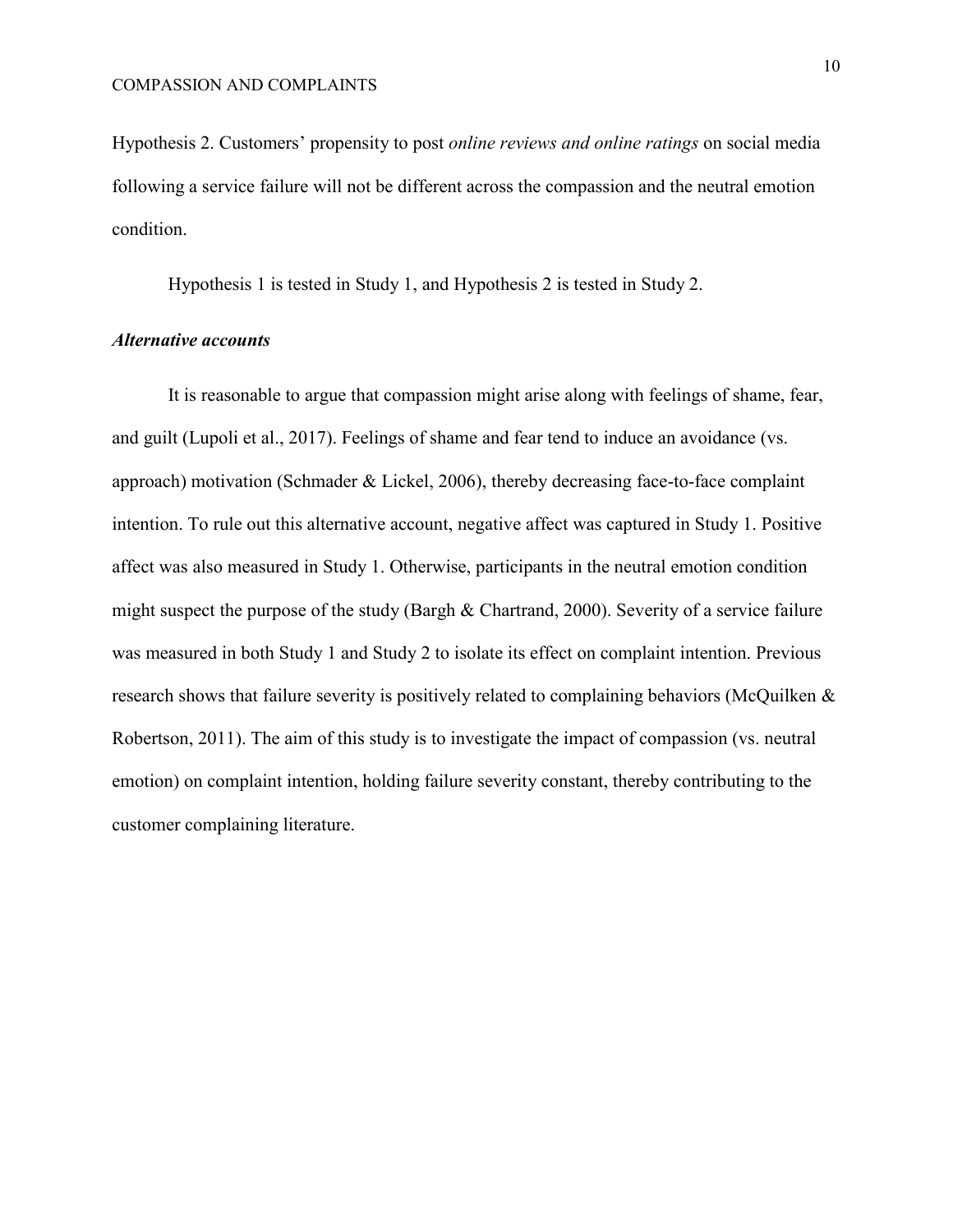Hypothesis 2. Customers' propensity to post *online reviews and online ratings* on social media following a service failure will not be different across the compassion and the neutral emotion condition.

Hypothesis 1 is tested in Study 1, and Hypothesis 2 is tested in Study 2.

### *Alternative accounts*

It is reasonable to argue that compassion might arise along with feelings of shame, fear, and guilt (Lupoli et al., 2017). Feelings of shame and fear tend to induce an avoidance (vs. approach) motivation (Schmader & Lickel, 2006), thereby decreasing face-to-face complaint intention. To rule out this alternative account, negative affect was captured in Study 1. Positive affect was also measured in Study 1. Otherwise, participants in the neutral emotion condition might suspect the purpose of the study (Bargh & Chartrand, 2000). Severity of a service failure was measured in both Study 1 and Study 2 to isolate its effect on complaint intention. Previous research shows that failure severity is positively related to complaining behaviors (McQuilken & Robertson, 2011). The aim of this study is to investigate the impact of compassion (vs. neutral emotion) on complaint intention, holding failure severity constant, thereby contributing to the customer complaining literature.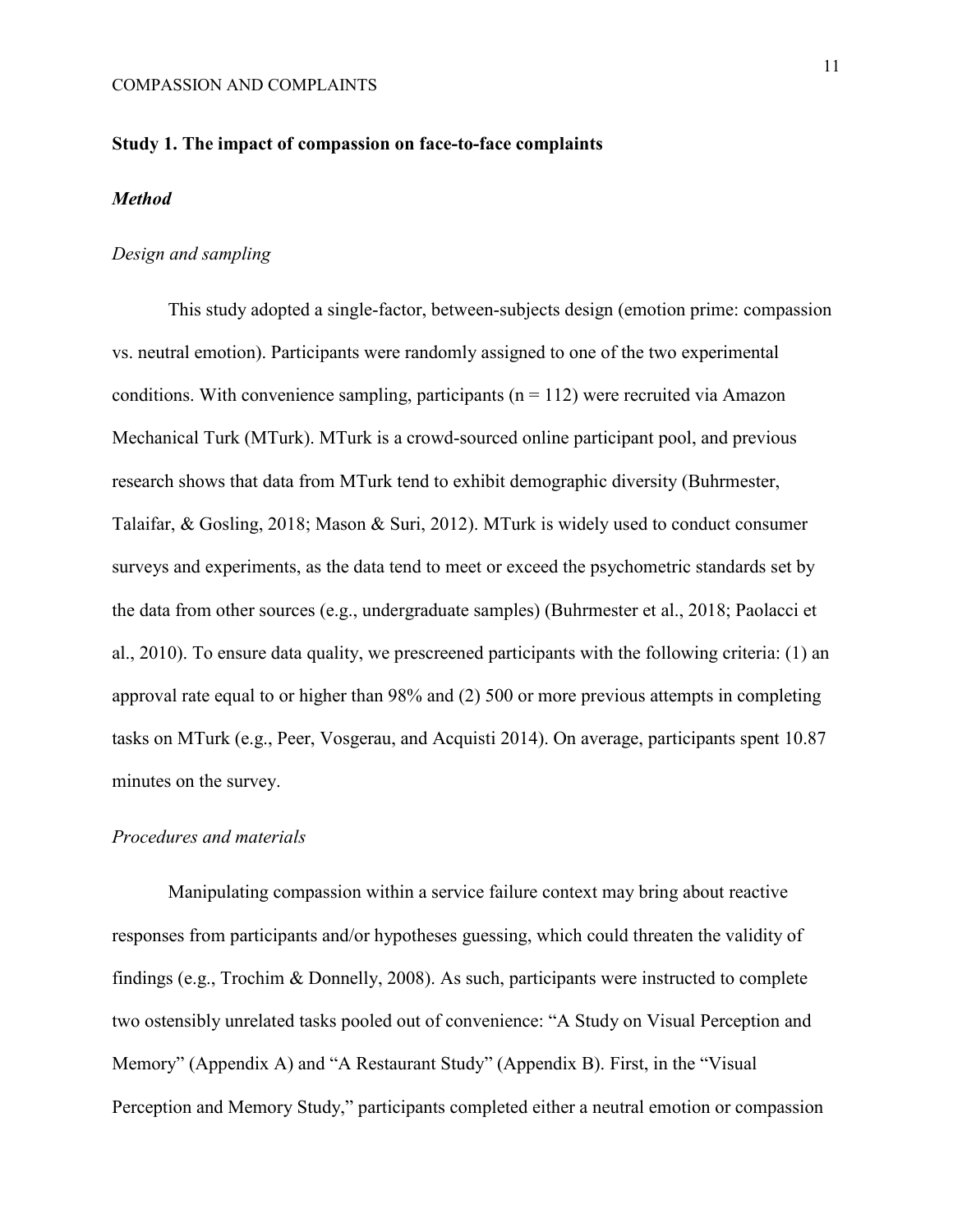## Study 1. The impact of compassion on face-to-face complaints

### *Method*

#### *Design and sampling*

This study adopted a single-factor, between-subjects design (emotion prime: compassion vs. neutral emotion). Participants were randomly assigned to one of the two experimental conditions. With convenience sampling, participants ($n = 112$) were recruited via Amazon Mechanical Turk (MTurk). MTurk is a crowd-sourced online participant pool, and previous research shows that data from MTurk tend to exhibit demographic diversity (Buhrmester, Talaifar, & Gosling, 2018; Mason & Suri, 2012). MTurk is widely used to conduct consumer surveys and experiments, as the data tend to meet or exceed the psychometric standards set by the data from other sources (e.g., undergraduate samples) (Buhrmester et al., 2018; Paolacci et al., 2010). To ensure data quality, we prescreened participants with the following criteria: (1) an approval rate equal to or higher than 98% and (2) 500 or more previous attempts in completing tasks on MTurk (e.g., Peer, Vosgerau, and Acquisti 2014). On average, participants spent 10.87 minutes on the survey.

#### *Procedures and materials*

Manipulating compassion within a service failure context may bring about reactive responses from participants and/or hypotheses guessing, which could threaten the validity of findings (e.g., Trochim & Donnelly, 2008). As such, participants were instructed to complete two ostensibly unrelated tasks pooled out of convenience: "A Study on Visual Perception and Memory" (Appendix A) and "A Restaurant Study" (Appendix B). First, in the "Visual Perception and Memory Study," participants completed either a neutral emotion or compassion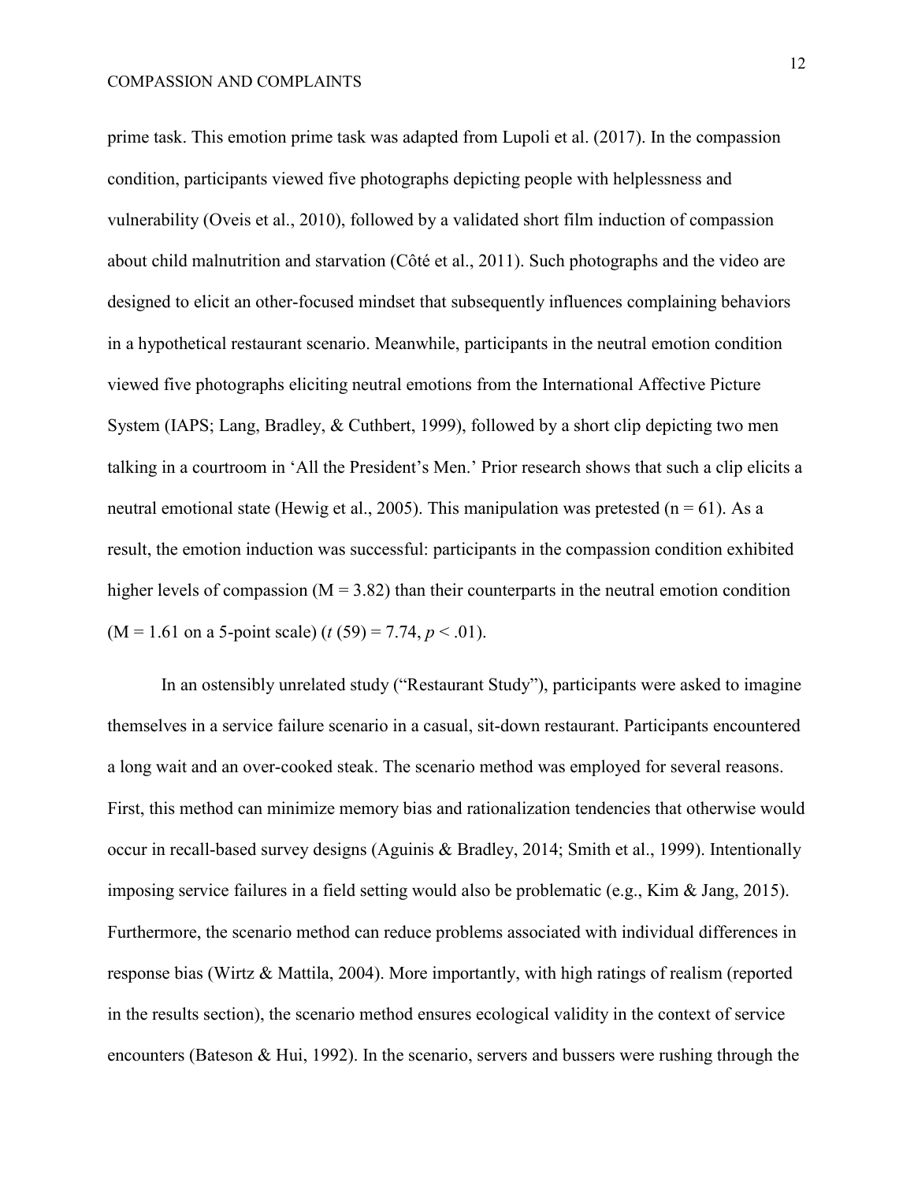prime task. This emotion prime task was adapted from Lupoli et al. (2017). In the compassion condition, participants viewed five photographs depicting people with helplessness and vulnerability (Oveis et al., 2010), followed by a validated short film induction of compassion about child malnutrition and starvation (Côté et al., 2011). Such photographs and the video are designed to elicit an other-focused mindset that subsequently influences complaining behaviors in a hypothetical restaurant scenario. Meanwhile, participants in the neutral emotion condition viewed five photographs eliciting neutral emotions from the International Affective Picture System (IAPS; Lang, Bradley, & Cuthbert, 1999), followed by a short clip depicting two men talking in a courtroom in 'All the President's Men.' Prior research shows that such a clip elicits a neutral emotional state (Hewig et al., 2005). This manipulation was pretested ($n = 61$). As a result, the emotion induction was successful: participants in the compassion condition exhibited higher levels of compassion ($M = 3.82$) than their counterparts in the neutral emotion condition ($M = 1.61$ on a 5-point scale) ($t(59) = 7.74$, $p < .01$).

In an ostensibly unrelated study ("Restaurant Study"), participants were asked to imagine themselves in a service failure scenario in a casual, sit-down restaurant. Participants encountered a long wait and an over-cooked steak. The scenario method was employed for several reasons. First, this method can minimize memory bias and rationalization tendencies that otherwise would occur in recall-based survey designs (Aguinis & Bradley, 2014; Smith et al., 1999). Intentionally imposing service failures in a field setting would also be problematic (e.g., Kim & Jang, 2015). Furthermore, the scenario method can reduce problems associated with individual differences in response bias (Wirtz & Mattila, 2004). More importantly, with high ratings of realism (reported in the results section), the scenario method ensures ecological validity in the context of service encounters (Bateson & Hui, 1992). In the scenario, servers and bussers were rushing through the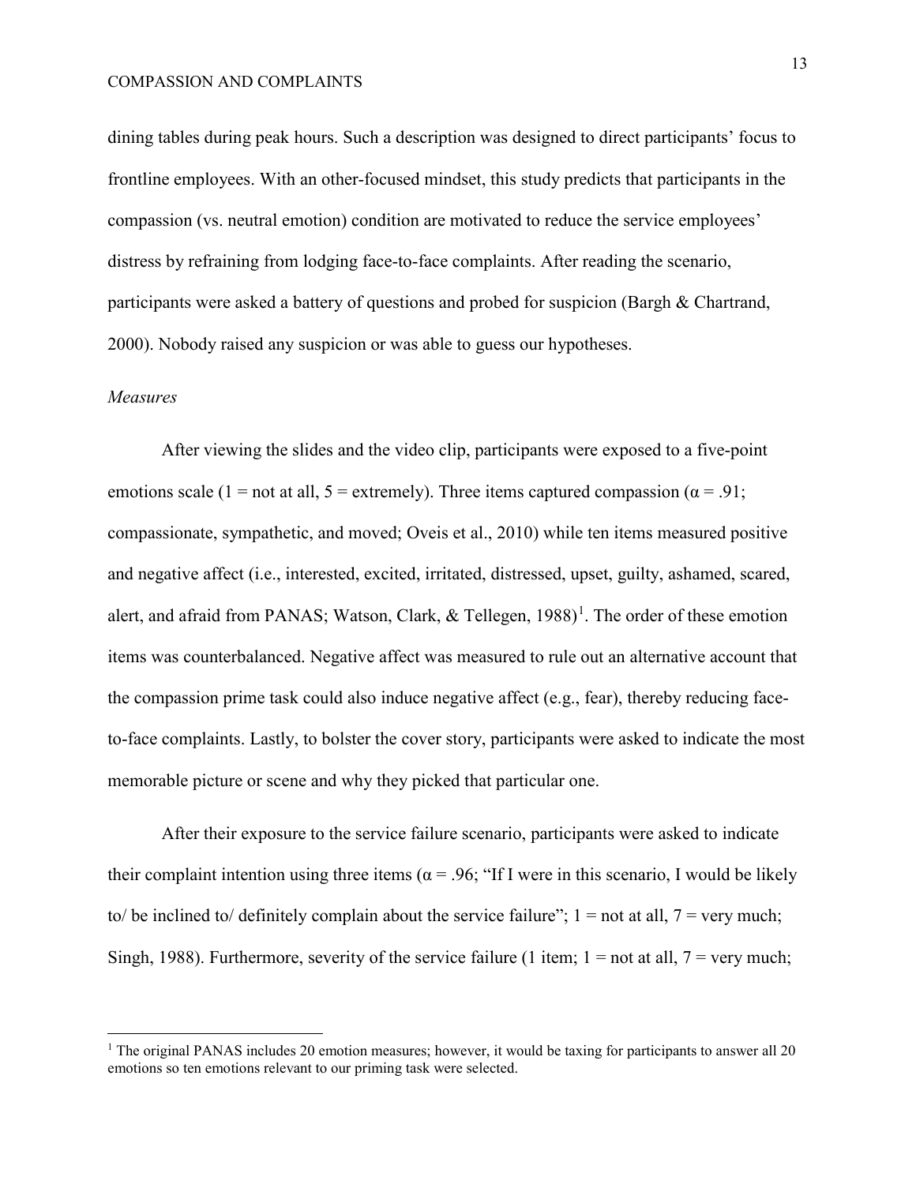dining tables during peak hours. Such a description was designed to direct participants' focus to frontline employees. With an other-focused mindset, this study predicts that participants in the compassion (vs. neutral emotion) condition are motivated to reduce the service employees' distress by refraining from lodging face-to-face complaints. After reading the scenario, participants were asked a battery of questions and probed for suspicion (Bargh & Chartrand, 2000). Nobody raised any suspicion or was able to guess our hypotheses.

*Measures*

After viewing the slides and the video clip, participants were exposed to a five-point emotions scale (1 = not at all, 5 = extremely). Three items captured compassion ($\alpha = .91$; compassionate, sympathetic, and moved; Oveis et al., 2010) while ten items measured positive and negative affect (i.e., interested, excited, irritated, distressed, upset, guilty, ashamed, scared, alert, and afraid from PANAS; Watson, Clark, & Tellegen, 1988)[1]. The order of these emotion items was counterbalanced. Negative affect was measured to rule out an alternative account that the compassion prime task could also induce negative affect (e.g., fear), thereby reducing face-to-face complaints. Lastly, to bolster the cover story, participants were asked to indicate the most memorable picture or scene and why they picked that particular one.

After their exposure to the service failure scenario, participants were asked to indicate their complaint intention using three items ($\alpha = .96$; "If I were in this scenario, I would be likely to/ be inclined to/ definitely complain about the service failure"; 1 = not at all, 7 = very much; Singh, 1988). Furthermore, severity of the service failure (1 item; 1 = not at all, 7 = very much;

[1] The original PANAS includes 20 emotion measures; however, it would be taxing for participants to answer all 20 emotions so ten emotions relevant to our priming task were selected.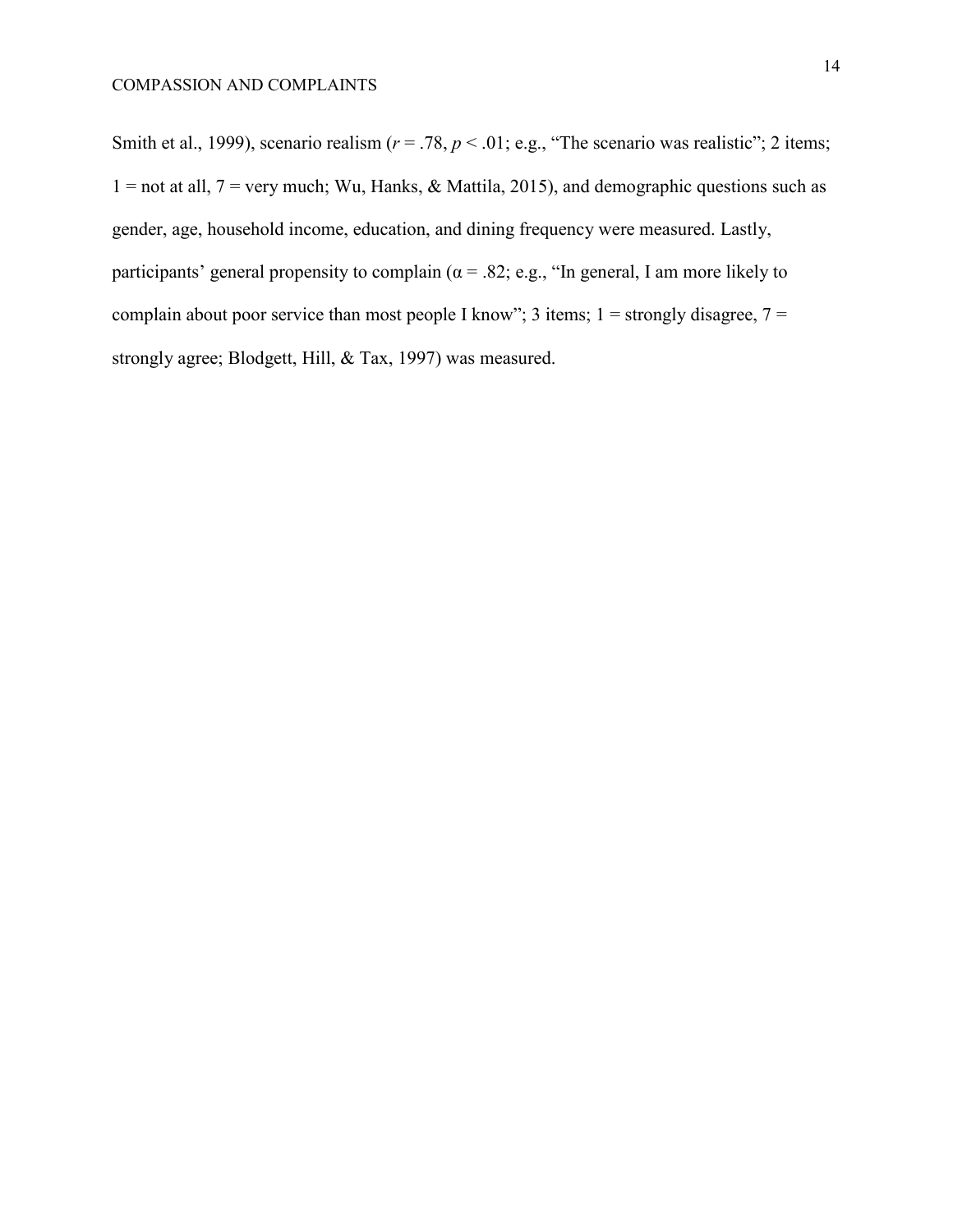Smith et al., 1999), scenario realism ($r = .78$, $p < .01$; e.g., "The scenario was realistic"; 2 items; 1 = not at all, 7 = very much; Wu, Hanks, & Mattila, 2015), and demographic questions such as gender, age, household income, education, and dining frequency were measured. Lastly, participants' general propensity to complain ($\alpha = .82$; e.g., "In general, I am more likely to complain about poor service than most people I know"; 3 items; 1 = strongly disagree, 7 = strongly agree; Blodgett, Hill, & Tax, 1997) was measured.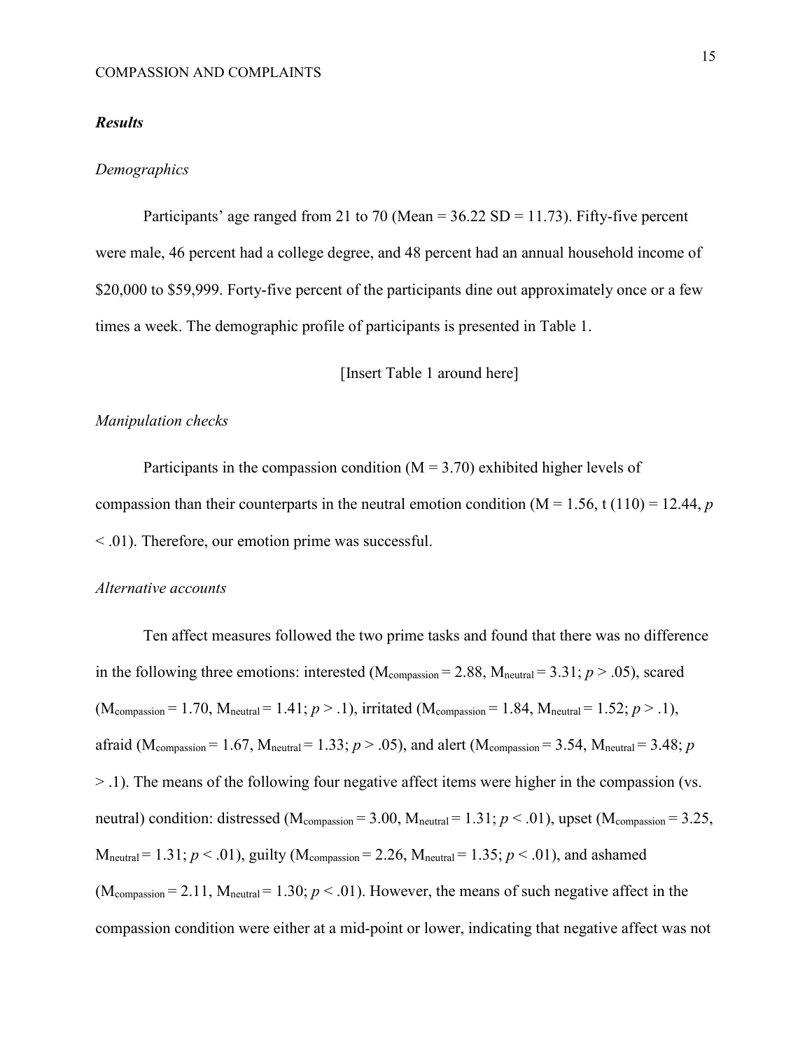### ***Results***

*Demographics*

Participants' age ranged from 21 to 70 (Mean = 36.22 SD = 11.73). Fifty-five percent were male, 46 percent had a college degree, and 48 percent had an annual household income of $20,000 to $59,999. Forty-five percent of the participants dine out approximately once or a few times a week. The demographic profile of participants is presented in Table 1.

[Insert Table 1 around here]

*Manipulation checks*

Participants in the compassion condition (M = 3.70) exhibited higher levels of compassion than their counterparts in the neutral emotion condition (M = 1.56, $t(110) = 12.44$, $p < .01$). Therefore, our emotion prime was successful.

*Alternative accounts*

Ten affect measures followed the two prime tasks and found that there was no difference in the following three emotions: interested ($M_{compassion} = 2.88$, $M_{neutral} = 3.31$; $p > .05$), scared ($M_{compassion} = 1.70$, $M_{neutral} = 1.41$; $p > .1$), irritated ($M_{compassion} = 1.84$, $M_{neutral} = 1.52$; $p > .1$), afraid ($M_{compassion} = 1.67$, $M_{neutral} = 1.33$; $p > .05$), and alert ($M_{compassion} = 3.54$, $M_{neutral} = 3.48$; $p > .1$). The means of the following four negative affect items were higher in the compassion (vs. neutral) condition: distressed ($M_{compassion} = 3.00$, $M_{neutral} = 1.31$; $p < .01$), upset ($M_{compassion} = 3.25$, $M_{neutral} = 1.31$; $p < .01$), guilty ($M_{compassion} = 2.26$, $M_{neutral} = 1.35$; $p < .01$), and ashamed ($M_{compassion} = 2.11$, $M_{neutral} = 1.30$; $p < .01$). However, the means of such negative affect in the compassion condition were either at a mid-point or lower, indicating that negative affect was not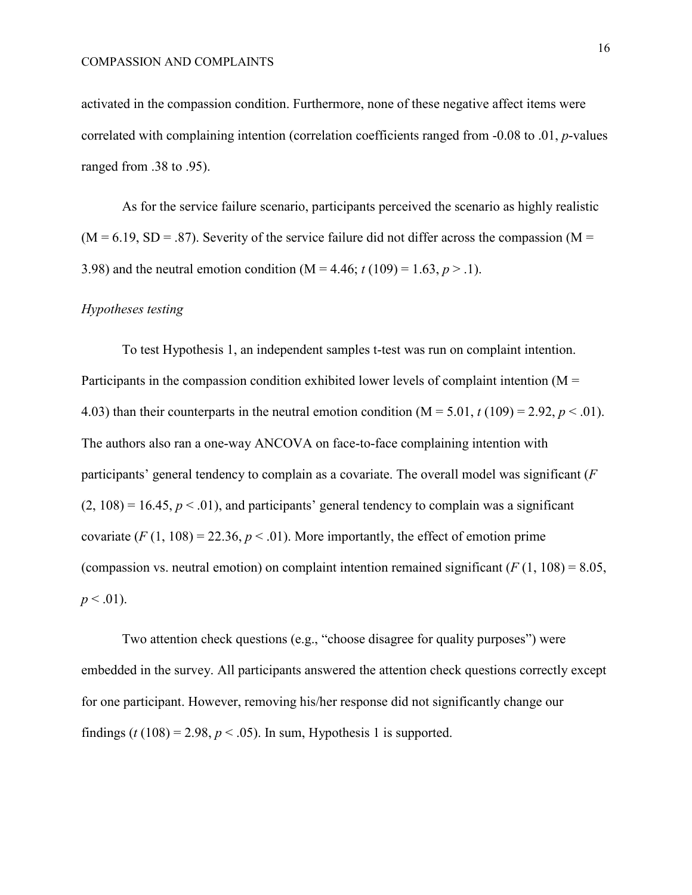activated in the compassion condition. Furthermore, none of these negative affect items were correlated with complaining intention (correlation coefficients ranged from -0.08 to .01, *p*-values ranged from .38 to .95).

As for the service failure scenario, participants perceived the scenario as highly realistic (M = 6.19, SD = .87). Severity of the service failure did not differ across the compassion (M = 3.98) and the neutral emotion condition (M = 4.46; $t$ (109) = 1.63, $p > .1$).

*Hypotheses testing*

To test Hypothesis 1, an independent samples t-test was run on complaint intention. Participants in the compassion condition exhibited lower levels of complaint intention (M = 4.03) than their counterparts in the neutral emotion condition (M = 5.01, $t$ (109) = 2.92, $p < .01$). The authors also ran a one-way ANCOVA on face-to-face complaining intention with participants' general tendency to complain as a covariate. The overall model was significant ($F$ (2, 108) = 16.45, $p < .01$), and participants' general tendency to complain was a significant covariate ($F$ (1, 108) = 22.36, $p < .01$). More importantly, the effect of emotion prime (compassion vs. neutral emotion) on complaint intention remained significant ($F$ (1, 108) = 8.05, $p < .01$).

Two attention check questions (e.g., "choose disagree for quality purposes") were embedded in the survey. All participants answered the attention check questions correctly except for one participant. However, removing his/her response did not significantly change our findings ($t$ (108) = 2.98, $p < .05$). In sum, Hypothesis 1 is supported.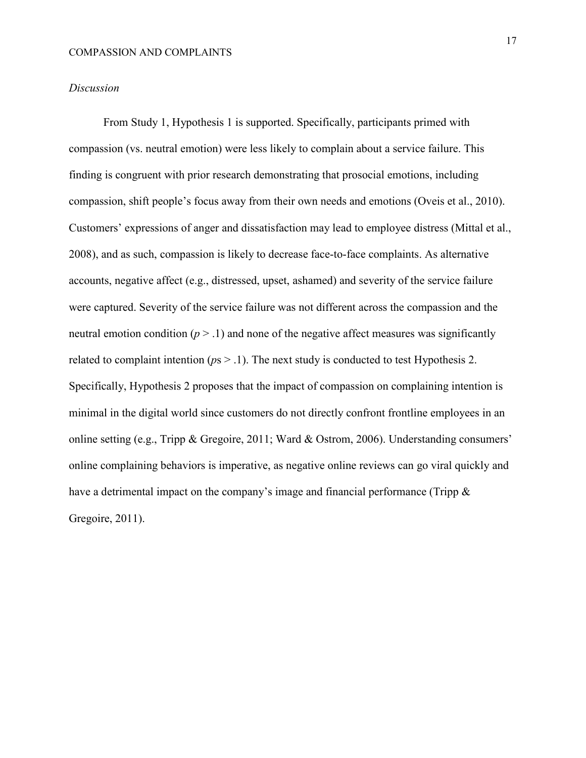*Discussion*

From Study 1, Hypothesis 1 is supported. Specifically, participants primed with compassion (vs. neutral emotion) were less likely to complain about a service failure. This finding is congruent with prior research demonstrating that prosocial emotions, including compassion, shift people's focus away from their own needs and emotions (Oveis et al., 2010). Customers' expressions of anger and dissatisfaction may lead to employee distress (Mittal et al., 2008), and as such, compassion is likely to decrease face-to-face complaints. As alternative accounts, negative affect (e.g., distressed, upset, ashamed) and severity of the service failure were captured. Severity of the service failure was not different across the compassion and the neutral emotion condition ($p > .1$) and none of the negative affect measures was significantly related to complaint intention ($p$s > .1). The next study is conducted to test Hypothesis 2. Specifically, Hypothesis 2 proposes that the impact of compassion on complaining intention is minimal in the digital world since customers do not directly confront frontline employees in an online setting (e.g., Tripp & Gregoire, 2011; Ward & Ostrom, 2006). Understanding consumers' online complaining behaviors is imperative, as negative online reviews can go viral quickly and have a detrimental impact on the company's image and financial performance (Tripp & Gregoire, 2011).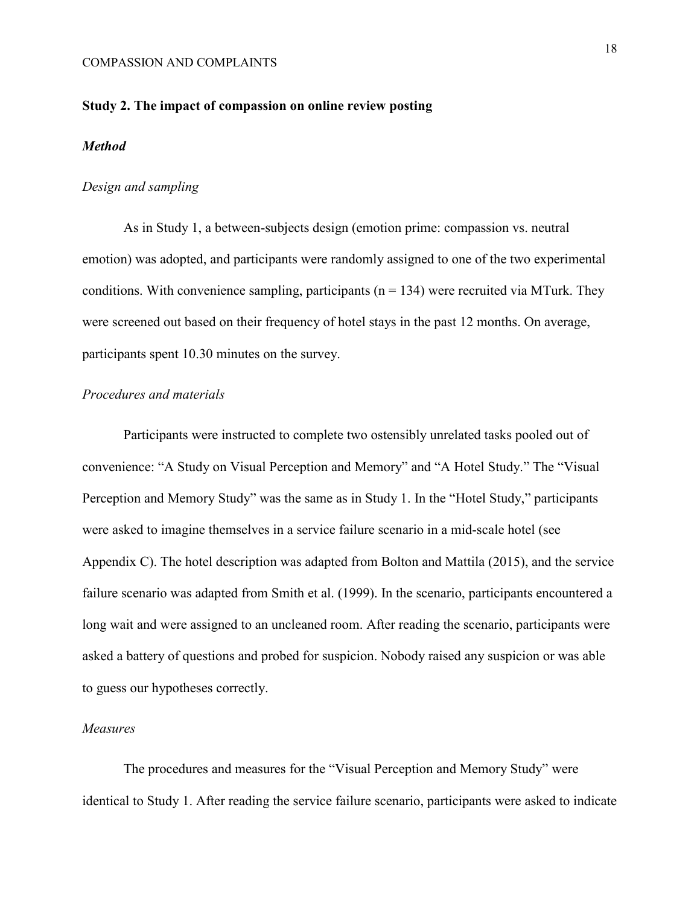## Study 2. The impact of compassion on online review posting

### *Method*

#### *Design and sampling*

As in Study 1, a between-subjects design (emotion prime: compassion vs. neutral emotion) was adopted, and participants were randomly assigned to one of the two experimental conditions. With convenience sampling, participants ($n = 134$) were recruited via MTurk. They were screened out based on their frequency of hotel stays in the past 12 months. On average, participants spent 10.30 minutes on the survey.

#### *Procedures and materials*

Participants were instructed to complete two ostensibly unrelated tasks pooled out of convenience: "A Study on Visual Perception and Memory" and "A Hotel Study." The "Visual Perception and Memory Study" was the same as in Study 1. In the "Hotel Study," participants were asked to imagine themselves in a service failure scenario in a mid-scale hotel (see Appendix C). The hotel description was adapted from Bolton and Mattila (2015), and the service failure scenario was adapted from Smith et al. (1999). In the scenario, participants encountered a long wait and were assigned to an uncleaned room. After reading the scenario, participants were asked a battery of questions and probed for suspicion. Nobody raised any suspicion or was able to guess our hypotheses correctly.

#### *Measures*

The procedures and measures for the "Visual Perception and Memory Study" were identical to Study 1. After reading the service failure scenario, participants were asked to indicate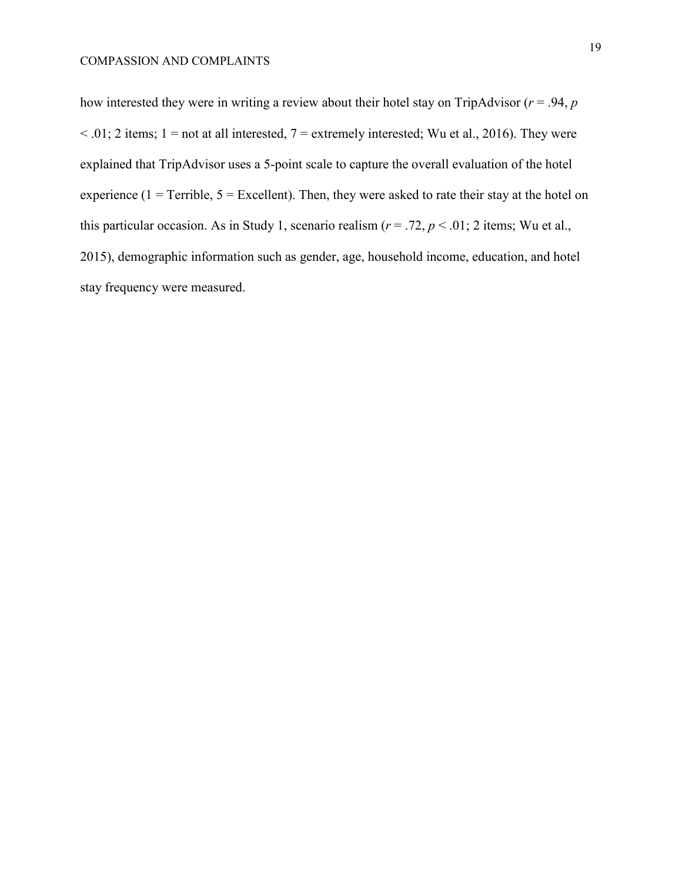how interested they were in writing a review about their hotel stay on TripAdvisor ($r = .94$, $p < .01$; 2 items; 1 = not at all interested, 7 = extremely interested; Wu et al., 2016). They were explained that TripAdvisor uses a 5-point scale to capture the overall evaluation of the hotel experience (1 = Terrible, 5 = Excellent). Then, they were asked to rate their stay at the hotel on this particular occasion. As in Study 1, scenario realism ($r = .72$, $p < .01$; 2 items; Wu et al., 2015), demographic information such as gender, age, household income, education, and hotel stay frequency were measured.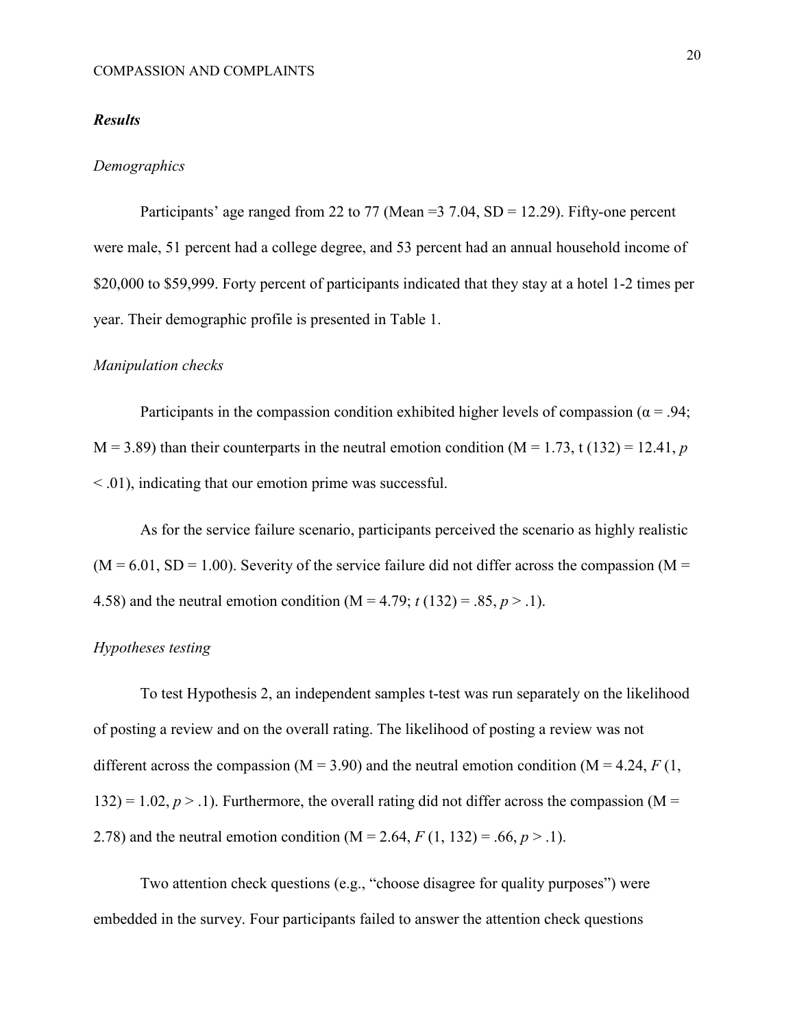### *Results*

*Demographics*

Participants' age ranged from 22 to 77 (Mean =3 7.04, SD = 12.29). Fifty-one percent were male, 51 percent had a college degree, and 53 percent had an annual household income of \$20,000 to \$59,999. Forty percent of participants indicated that they stay at a hotel 1-2 times per year. Their demographic profile is presented in Table 1.

*Manipulation checks*

Participants in the compassion condition exhibited higher levels of compassion ($\alpha = .94$; M = 3.89) than their counterparts in the neutral emotion condition (M = 1.73, t (132) = 12.41, $p < .01$), indicating that our emotion prime was successful.

As for the service failure scenario, participants perceived the scenario as highly realistic (M = 6.01, SD = 1.00). Severity of the service failure did not differ across the compassion (M = 4.58) and the neutral emotion condition (M = 4.79; $t$ (132) = .85, $p > .1$).

*Hypotheses testing*

To test Hypothesis 2, an independent samples t-test was run separately on the likelihood of posting a review and on the overall rating. The likelihood of posting a review was not different across the compassion (M = 3.90) and the neutral emotion condition (M = 4.24, $F$ (1, 132) = 1.02, $p > .1$). Furthermore, the overall rating did not differ across the compassion (M = 2.78) and the neutral emotion condition (M = 2.64, $F$ (1, 132) = .66, $p > .1$).

Two attention check questions (e.g., "choose disagree for quality purposes") were embedded in the survey. Four participants failed to answer the attention check questions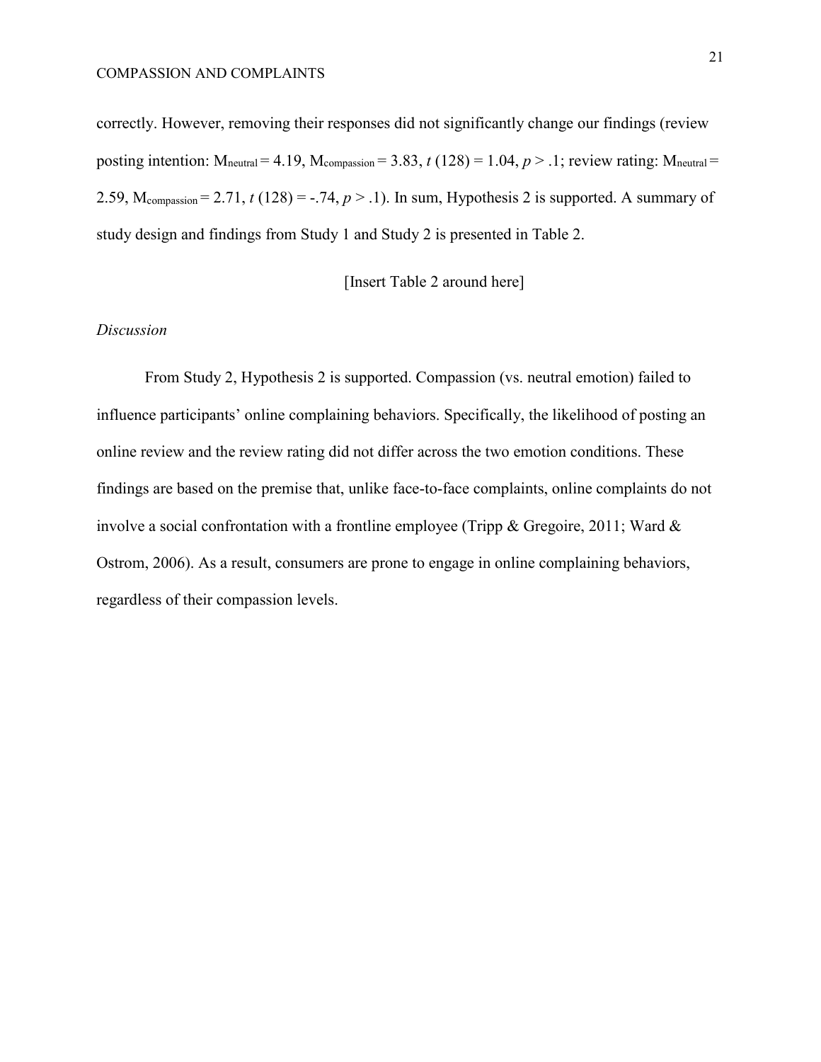correctly. However, removing their responses did not significantly change our findings (review posting intention: $M_{neutral} = 4.19$, $M_{compassion} = 3.83$, $t\ (128) = 1.04$, $p > .1$; review rating: $M_{neutral} = 2.59$, $M_{compassion} = 2.71$, $t\ (128) = -.74$, $p > .1$). In sum, Hypothesis 2 is supported. A summary of study design and findings from Study 1 and Study 2 is presented in Table 2.

[Insert Table 2 around here]

*Discussion*

From Study 2, Hypothesis 2 is supported. Compassion (vs. neutral emotion) failed to influence participants' online complaining behaviors. Specifically, the likelihood of posting an online review and the review rating did not differ across the two emotion conditions. These findings are based on the premise that, unlike face-to-face complaints, online complaints do not involve a social confrontation with a frontline employee (Tripp & Gregoire, 2011; Ward & Ostrom, 2006). As a result, consumers are prone to engage in online complaining behaviors, regardless of their compassion levels.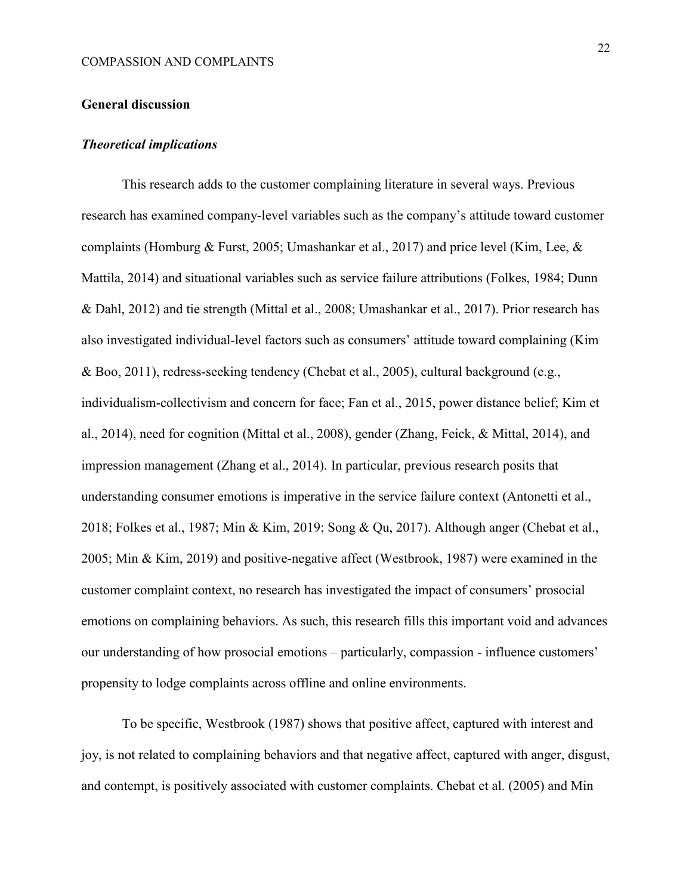## General discussion

### *Theoretical implications*

This research adds to the customer complaining literature in several ways. Previous research has examined company-level variables such as the company's attitude toward customer complaints (Homburg & Furst, 2005; Umashankar et al., 2017) and price level (Kim, Lee, & Mattila, 2014) and situational variables such as service failure attributions (Folkes, 1984; Dunn & Dahl, 2012) and tie strength (Mittal et al., 2008; Umashankar et al., 2017). Prior research has also investigated individual-level factors such as consumers' attitude toward complaining (Kim & Boo, 2011), redress-seeking tendency (Chebat et al., 2005), cultural background (e.g., individualism-collectivism and concern for face; Fan et al., 2015, power distance belief; Kim et al., 2014), need for cognition (Mittal et al., 2008), gender (Zhang, Feick, & Mittal, 2014), and impression management (Zhang et al., 2014). In particular, previous research posits that understanding consumer emotions is imperative in the service failure context (Antonetti et al., 2018; Folkes et al., 1987; Min & Kim, 2019; Song & Qu, 2017). Although anger (Chebat et al., 2005; Min & Kim, 2019) and positive-negative affect (Westbrook, 1987) were examined in the customer complaint context, no research has investigated the impact of consumers' prosocial emotions on complaining behaviors. As such, this research fills this important void and advances our understanding of how prosocial emotions – particularly, compassion - influence customers' propensity to lodge complaints across offline and online environments.

To be specific, Westbrook (1987) shows that positive affect, captured with interest and joy, is not related to complaining behaviors and that negative affect, captured with anger, disgust, and contempt, is positively associated with customer complaints. Chebat et al. (2005) and Min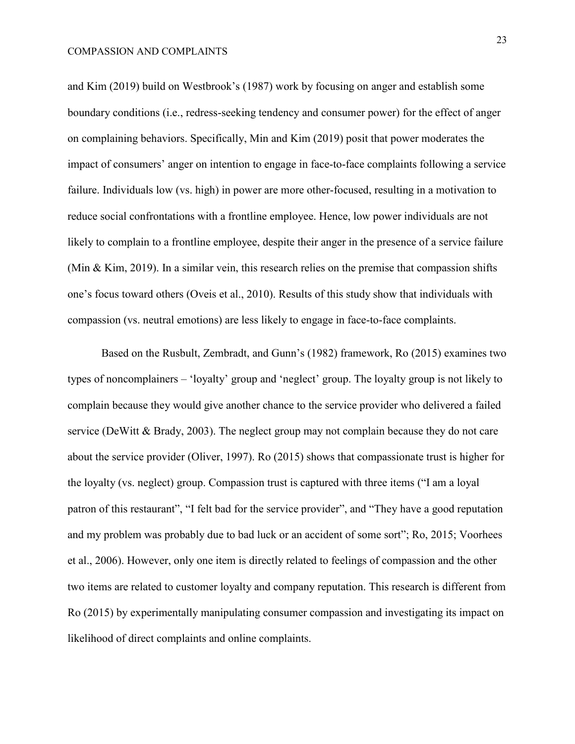and Kim (2019) build on Westbrook's (1987) work by focusing on anger and establish some boundary conditions (i.e., redress-seeking tendency and consumer power) for the effect of anger on complaining behaviors. Specifically, Min and Kim (2019) posit that power moderates the impact of consumers' anger on intention to engage in face-to-face complaints following a service failure. Individuals low (vs. high) in power are more other-focused, resulting in a motivation to reduce social confrontations with a frontline employee. Hence, low power individuals are not likely to complain to a frontline employee, despite their anger in the presence of a service failure (Min & Kim, 2019). In a similar vein, this research relies on the premise that compassion shifts one's focus toward others (Oveis et al., 2010). Results of this study show that individuals with compassion (vs. neutral emotions) are less likely to engage in face-to-face complaints.

Based on the Rusbult, Zembradt, and Gunn's (1982) framework, Ro (2015) examines two types of noncomplainers – 'loyalty' group and 'neglect' group. The loyalty group is not likely to complain because they would give another chance to the service provider who delivered a failed service (DeWitt & Brady, 2003). The neglect group may not complain because they do not care about the service provider (Oliver, 1997). Ro (2015) shows that compassionate trust is higher for the loyalty (vs. neglect) group. Compassion trust is captured with three items ("I am a loyal patron of this restaurant", "I felt bad for the service provider", and "They have a good reputation and my problem was probably due to bad luck or an accident of some sort"; Ro, 2015; Voorhees et al., 2006). However, only one item is directly related to feelings of compassion and the other two items are related to customer loyalty and company reputation. This research is different from Ro (2015) by experimentally manipulating consumer compassion and investigating its impact on likelihood of direct complaints and online complaints.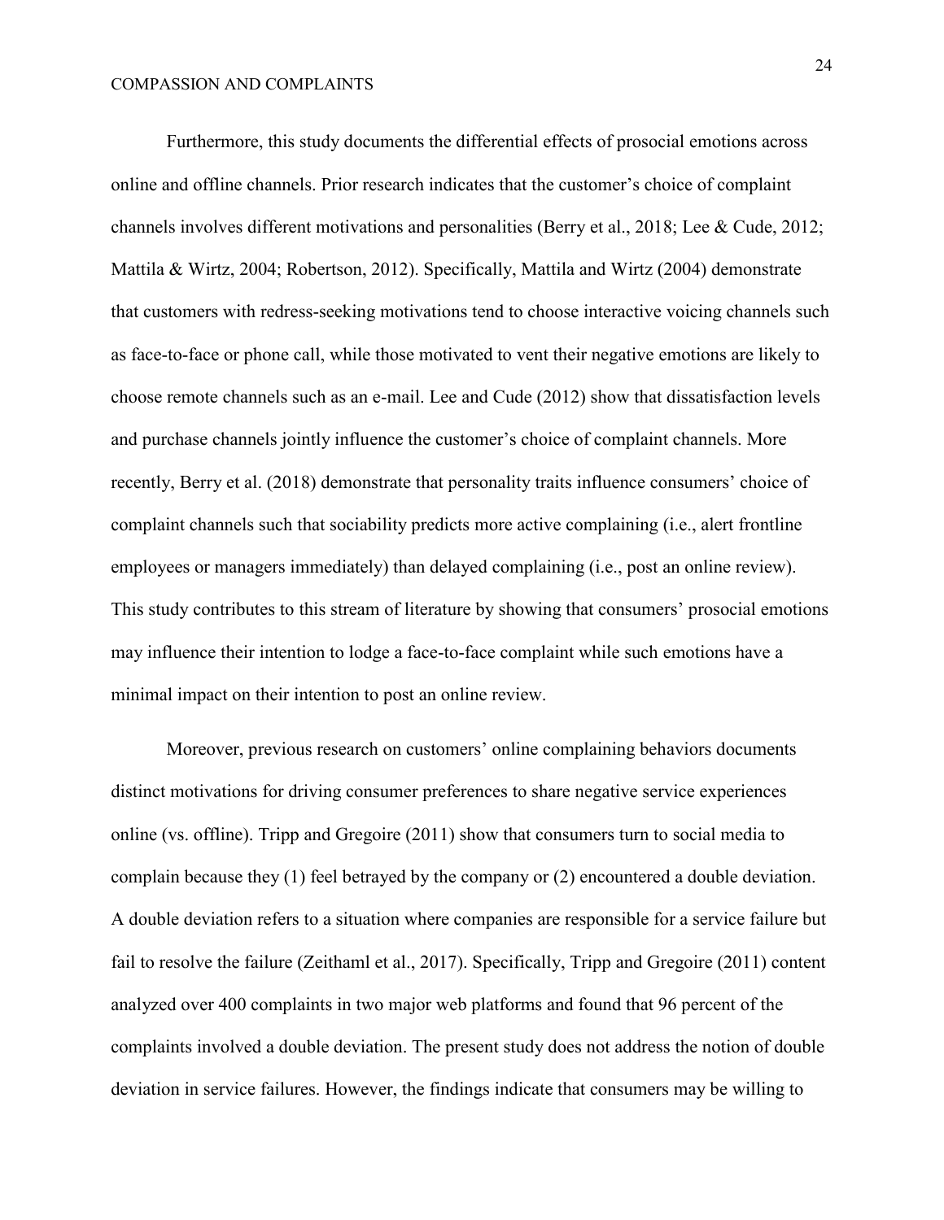Furthermore, this study documents the differential effects of prosocial emotions across online and offline channels. Prior research indicates that the customer's choice of complaint channels involves different motivations and personalities (Berry et al., 2018; Lee & Cude, 2012; Mattila & Wirtz, 2004; Robertson, 2012). Specifically, Mattila and Wirtz (2004) demonstrate that customers with redress-seeking motivations tend to choose interactive voicing channels such as face-to-face or phone call, while those motivated to vent their negative emotions are likely to choose remote channels such as an e-mail. Lee and Cude (2012) show that dissatisfaction levels and purchase channels jointly influence the customer's choice of complaint channels. More recently, Berry et al. (2018) demonstrate that personality traits influence consumers' choice of complaint channels such that sociability predicts more active complaining (i.e., alert frontline employees or managers immediately) than delayed complaining (i.e., post an online review). This study contributes to this stream of literature by showing that consumers' prosocial emotions may influence their intention to lodge a face-to-face complaint while such emotions have a minimal impact on their intention to post an online review.

Moreover, previous research on customers' online complaining behaviors documents distinct motivations for driving consumer preferences to share negative service experiences online (vs. offline). Tripp and Gregoire (2011) show that consumers turn to social media to complain because they (1) feel betrayed by the company or (2) encountered a double deviation. A double deviation refers to a situation where companies are responsible for a service failure but fail to resolve the failure (Zeithaml et al., 2017). Specifically, Tripp and Gregoire (2011) content analyzed over 400 complaints in two major web platforms and found that 96 percent of the complaints involved a double deviation. The present study does not address the notion of double deviation in service failures. However, the findings indicate that consumers may be willing to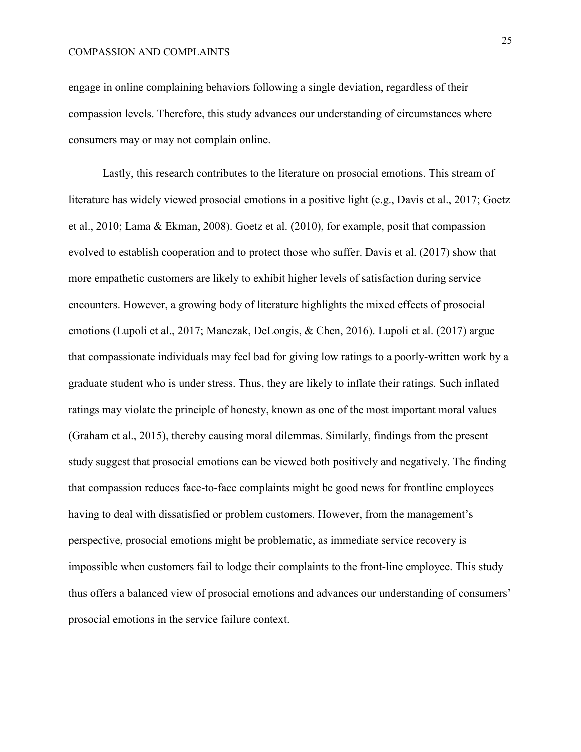engage in online complaining behaviors following a single deviation, regardless of their compassion levels. Therefore, this study advances our understanding of circumstances where consumers may or may not complain online.

Lastly, this research contributes to the literature on prosocial emotions. This stream of literature has widely viewed prosocial emotions in a positive light (e.g., Davis et al., 2017; Goetz et al., 2010; Lama & Ekman, 2008). Goetz et al. (2010), for example, posit that compassion evolved to establish cooperation and to protect those who suffer. Davis et al. (2017) show that more empathetic customers are likely to exhibit higher levels of satisfaction during service encounters. However, a growing body of literature highlights the mixed effects of prosocial emotions (Lupoli et al., 2017; Manczak, DeLongis, & Chen, 2016). Lupoli et al. (2017) argue that compassionate individuals may feel bad for giving low ratings to a poorly-written work by a graduate student who is under stress. Thus, they are likely to inflate their ratings. Such inflated ratings may violate the principle of honesty, known as one of the most important moral values (Graham et al., 2015), thereby causing moral dilemmas. Similarly, findings from the present study suggest that prosocial emotions can be viewed both positively and negatively. The finding that compassion reduces face-to-face complaints might be good news for frontline employees having to deal with dissatisfied or problem customers. However, from the management's perspective, prosocial emotions might be problematic, as immediate service recovery is impossible when customers fail to lodge their complaints to the front-line employee. This study thus offers a balanced view of prosocial emotions and advances our understanding of consumers' prosocial emotions in the service failure context.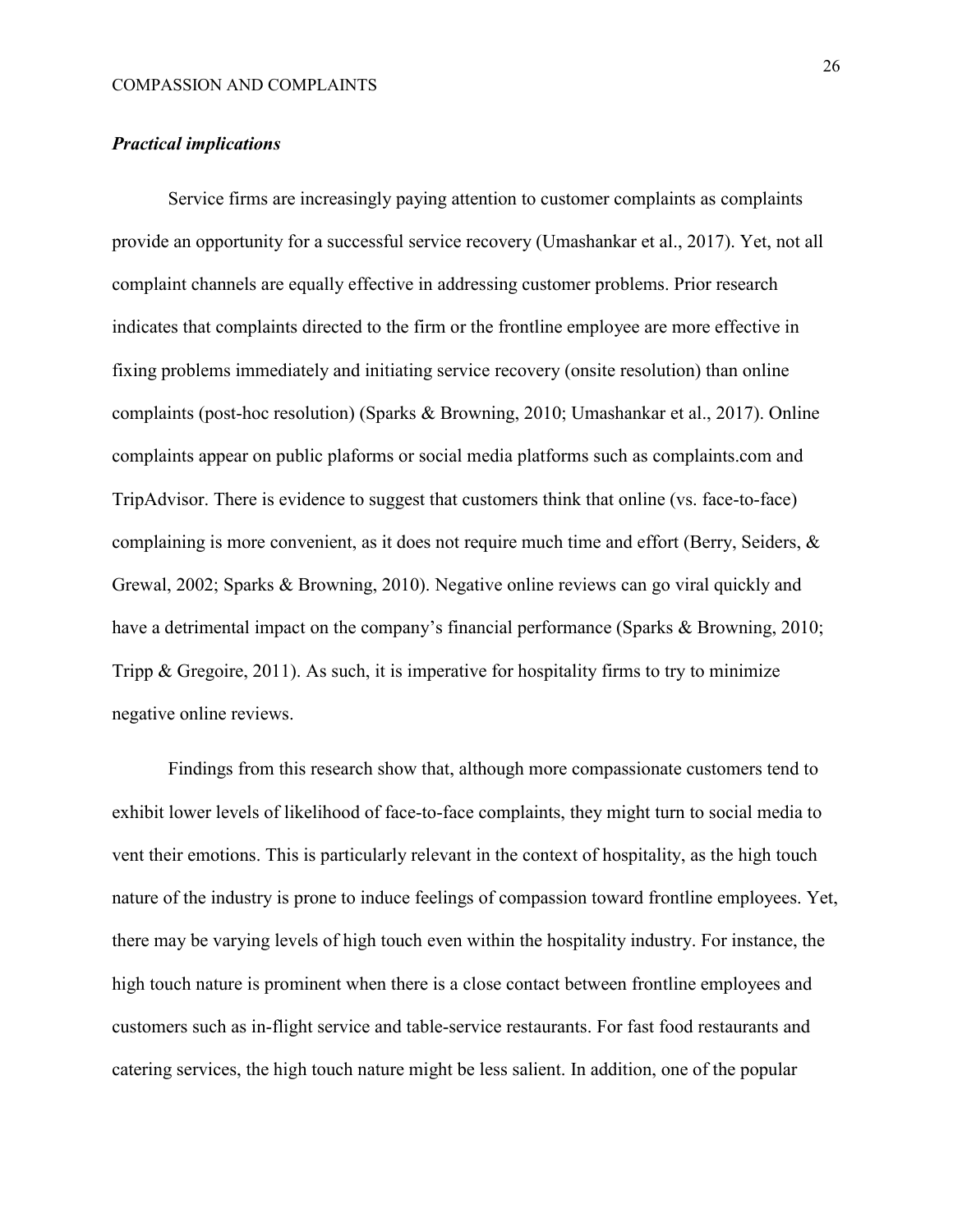### *Practical implications*

Service firms are increasingly paying attention to customer complaints as complaints provide an opportunity for a successful service recovery (Umashankar et al., 2017). Yet, not all complaint channels are equally effective in addressing customer problems. Prior research indicates that complaints directed to the firm or the frontline employee are more effective in fixing problems immediately and initiating service recovery (onsite resolution) than online complaints (post-hoc resolution) (Sparks & Browning, 2010; Umashankar et al., 2017). Online complaints appear on public plaforms or social media platforms such as complaints.com and TripAdvisor. There is evidence to suggest that customers think that online (vs. face-to-face) complaining is more convenient, as it does not require much time and effort (Berry, Seiders, & Grewal, 2002; Sparks & Browning, 2010). Negative online reviews can go viral quickly and have a detrimental impact on the company's financial performance (Sparks & Browning, 2010; Tripp & Gregoire, 2011). As such, it is imperative for hospitality firms to try to minimize negative online reviews.

Findings from this research show that, although more compassionate customers tend to exhibit lower levels of likelihood of face-to-face complaints, they might turn to social media to vent their emotions. This is particularly relevant in the context of hospitality, as the high touch nature of the industry is prone to induce feelings of compassion toward frontline employees. Yet, there may be varying levels of high touch even within the hospitality industry. For instance, the high touch nature is prominent when there is a close contact between frontline employees and customers such as in-flight service and table-service restaurants. For fast food restaurants and catering services, the high touch nature might be less salient. In addition, one of the popular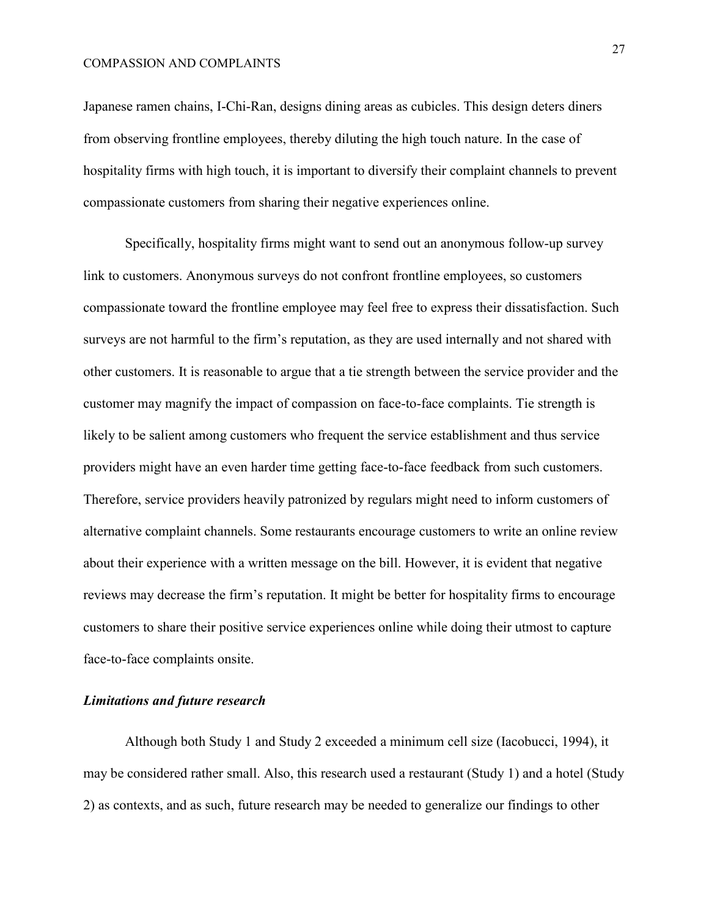Japanese ramen chains, I-Chi-Ran, designs dining areas as cubicles. This design deters diners from observing frontline employees, thereby diluting the high touch nature. In the case of hospitality firms with high touch, it is important to diversify their complaint channels to prevent compassionate customers from sharing their negative experiences online.

Specifically, hospitality firms might want to send out an anonymous follow-up survey link to customers. Anonymous surveys do not confront frontline employees, so customers compassionate toward the frontline employee may feel free to express their dissatisfaction. Such surveys are not harmful to the firm's reputation, as they are used internally and not shared with other customers. It is reasonable to argue that a tie strength between the service provider and the customer may magnify the impact of compassion on face-to-face complaints. Tie strength is likely to be salient among customers who frequent the service establishment and thus service providers might have an even harder time getting face-to-face feedback from such customers. Therefore, service providers heavily patronized by regulars might need to inform customers of alternative complaint channels. Some restaurants encourage customers to write an online review about their experience with a written message on the bill. However, it is evident that negative reviews may decrease the firm's reputation. It might be better for hospitality firms to encourage customers to share their positive service experiences online while doing their utmost to capture face-to-face complaints onsite.

### *Limitations and future research*

Although both Study 1 and Study 2 exceeded a minimum cell size (Iacobucci, 1994), it may be considered rather small. Also, this research used a restaurant (Study 1) and a hotel (Study 2) as contexts, and as such, future research may be needed to generalize our findings to other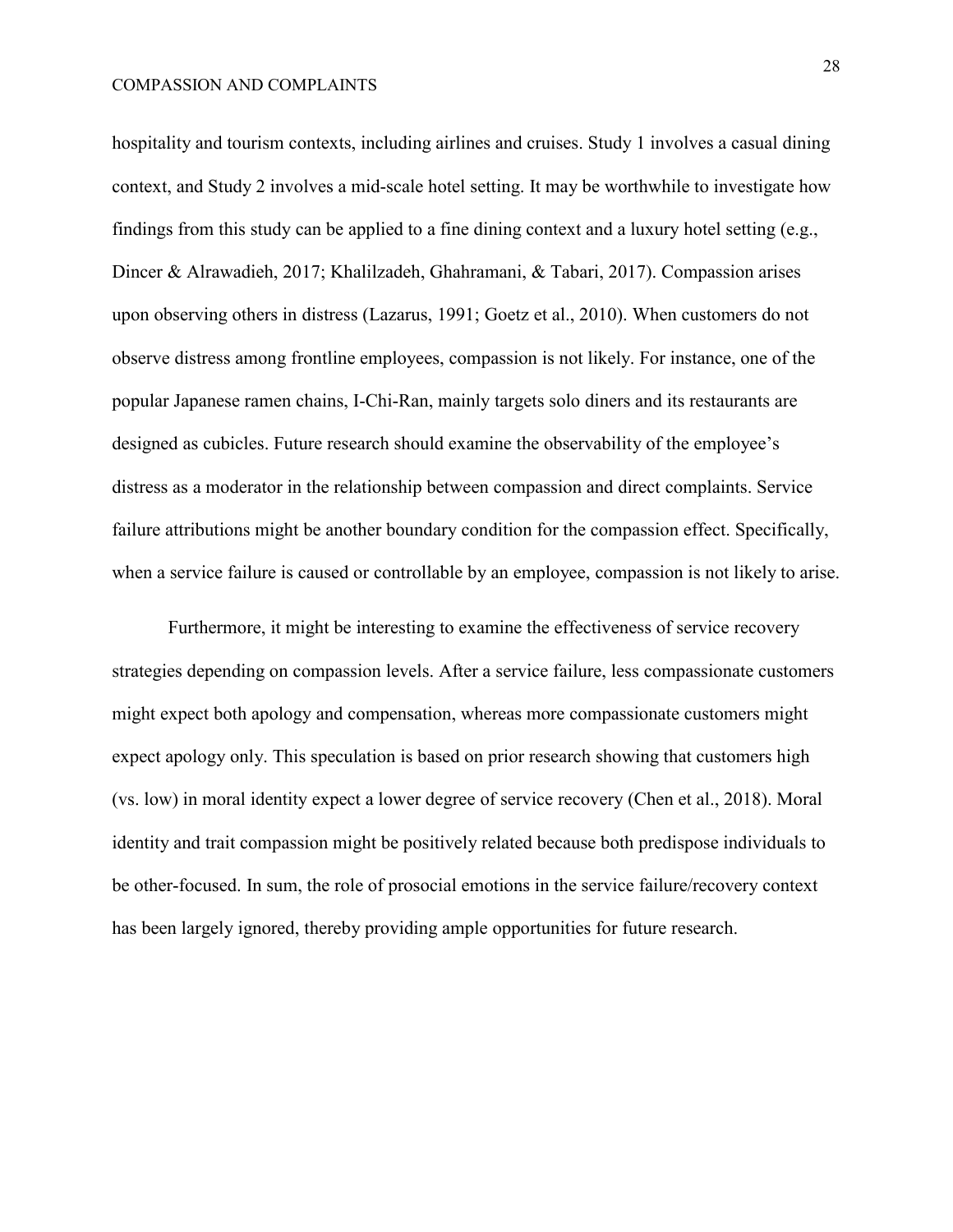hospitality and tourism contexts, including airlines and cruises. Study 1 involves a casual dining context, and Study 2 involves a mid-scale hotel setting. It may be worthwhile to investigate how findings from this study can be applied to a fine dining context and a luxury hotel setting (e.g., Dincer & Alrawadieh, 2017; Khalilzadeh, Ghahramani, & Tabari, 2017). Compassion arises upon observing others in distress (Lazarus, 1991; Goetz et al., 2010). When customers do not observe distress among frontline employees, compassion is not likely. For instance, one of the popular Japanese ramen chains, I-Chi-Ran, mainly targets solo diners and its restaurants are designed as cubicles. Future research should examine the observability of the employee's distress as a moderator in the relationship between compassion and direct complaints. Service failure attributions might be another boundary condition for the compassion effect. Specifically, when a service failure is caused or controllable by an employee, compassion is not likely to arise.

Furthermore, it might be interesting to examine the effectiveness of service recovery strategies depending on compassion levels. After a service failure, less compassionate customers might expect both apology and compensation, whereas more compassionate customers might expect apology only. This speculation is based on prior research showing that customers high (vs. low) in moral identity expect a lower degree of service recovery (Chen et al., 2018). Moral identity and trait compassion might be positively related because both predispose individuals to be other-focused. In sum, the role of prosocial emotions in the service failure/recovery context has been largely ignored, thereby providing ample opportunities for future research.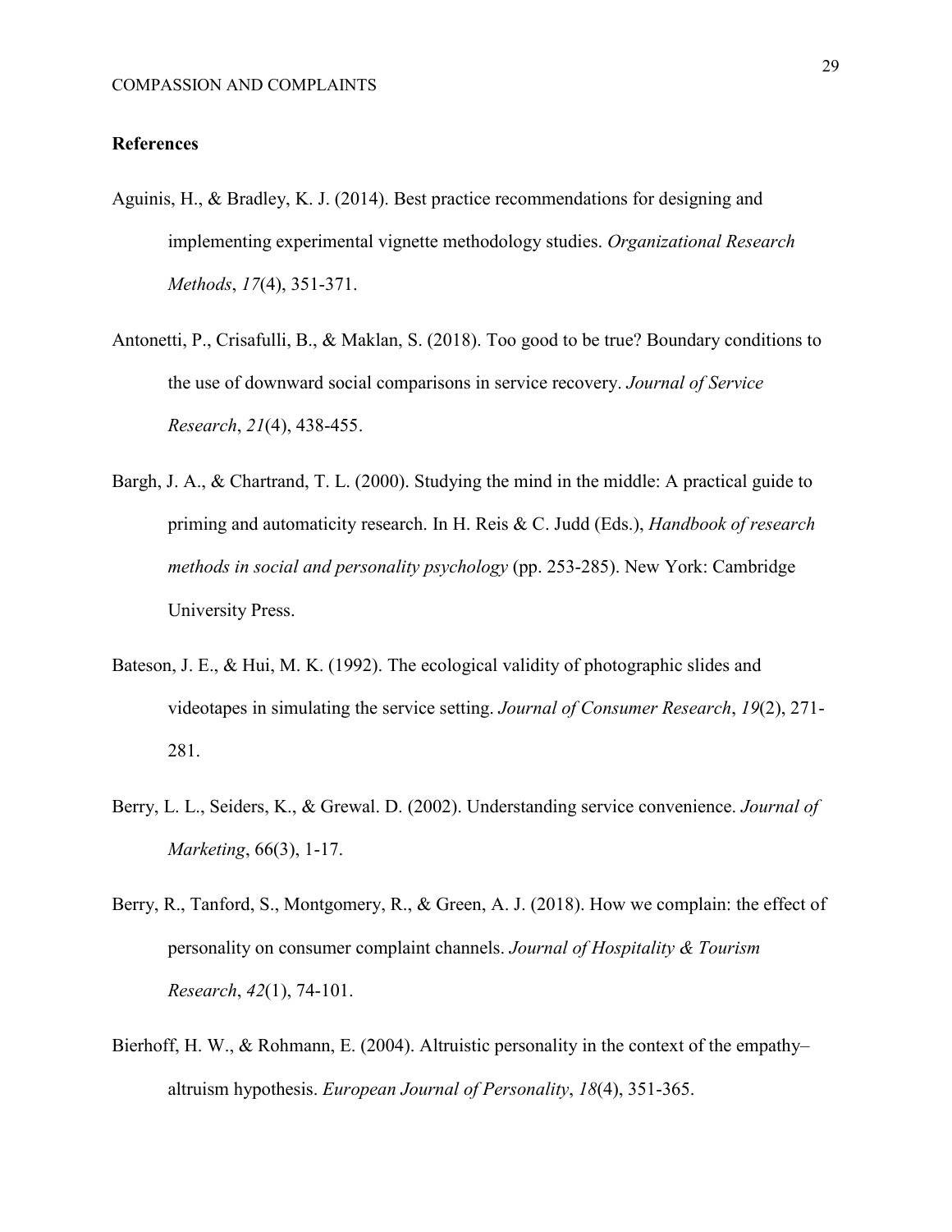**References**

Aguinis, H., & Bradley, K. J. (2014). Best practice recommendations for designing and implementing experimental vignette methodology studies. *Organizational Research Methods*, *17*(4), 351-371.

Antonetti, P., Crisafulli, B., & Maklan, S. (2018). Too good to be true? Boundary conditions to the use of downward social comparisons in service recovery. *Journal of Service Research*, *21*(4), 438-455.

Bargh, J. A., & Chartrand, T. L. (2000). Studying the mind in the middle: A practical guide to priming and automaticity research. In H. Reis & C. Judd (Eds.), *Handbook of research methods in social and personality psychology* (pp. 253-285). New York: Cambridge University Press.

Bateson, J. E., & Hui, M. K. (1992). The ecological validity of photographic slides and videotapes in simulating the service setting. *Journal of Consumer Research*, *19*(2), 271-281.

Berry, L. L., Seiders, K., & Grewal. D. (2002). Understanding service convenience. *Journal of Marketing*, 66(3), 1-17.

Berry, R., Tanford, S., Montgomery, R., & Green, A. J. (2018). How we complain: the effect of personality on consumer complaint channels. *Journal of Hospitality & Tourism Research*, *42*(1), 74-101.

Bierhoff, H. W., & Rohmann, E. (2004). Altruistic personality in the context of the empathy–altruism hypothesis. *European Journal of Personality*, *18*(4), 351-365.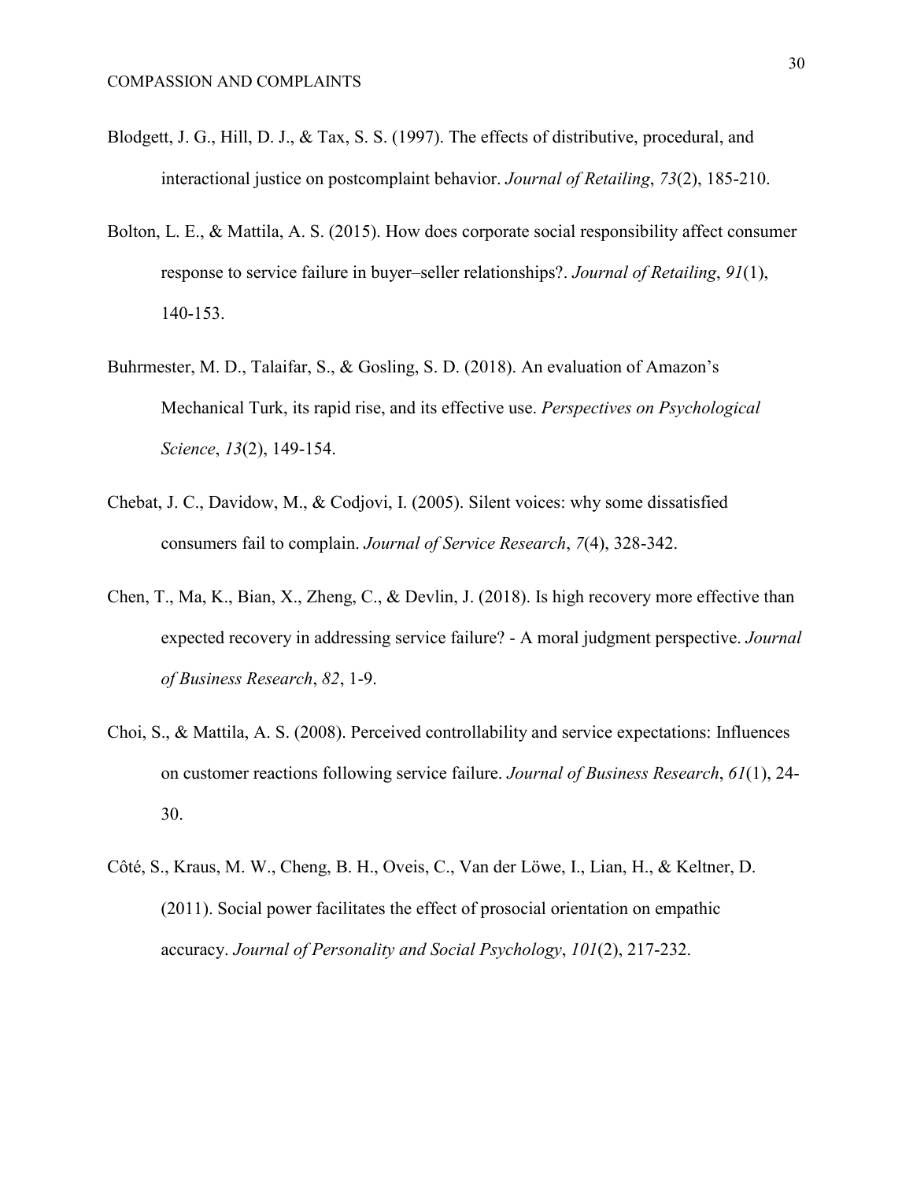Blodgett, J. G., Hill, D. J., & Tax, S. S. (1997). The effects of distributive, procedural, and interactional justice on postcomplaint behavior. *Journal of Retailing*, *73*(2), 185-210.

Bolton, L. E., & Mattila, A. S. (2015). How does corporate social responsibility affect consumer response to service failure in buyer–seller relationships?. *Journal of Retailing*, *91*(1), 140-153.

Buhrmester, M. D., Talaifar, S., & Gosling, S. D. (2018). An evaluation of Amazon's Mechanical Turk, its rapid rise, and its effective use. *Perspectives on Psychological Science*, *13*(2), 149-154.

Chebat, J. C., Davidow, M., & Codjovi, I. (2005). Silent voices: why some dissatisfied consumers fail to complain. *Journal of Service Research*, *7*(4), 328-342.

Chen, T., Ma, K., Bian, X., Zheng, C., & Devlin, J. (2018). Is high recovery more effective than expected recovery in addressing service failure? - A moral judgment perspective. *Journal of Business Research*, *82*, 1-9.

Choi, S., & Mattila, A. S. (2008). Perceived controllability and service expectations: Influences on customer reactions following service failure. *Journal of Business Research*, *61*(1), 24-30.

Côté, S., Kraus, M. W., Cheng, B. H., Oveis, C., Van der Löwe, I., Lian, H., & Keltner, D. (2011). Social power facilitates the effect of prosocial orientation on empathic accuracy. *Journal of Personality and Social Psychology*, *101*(2), 217-232.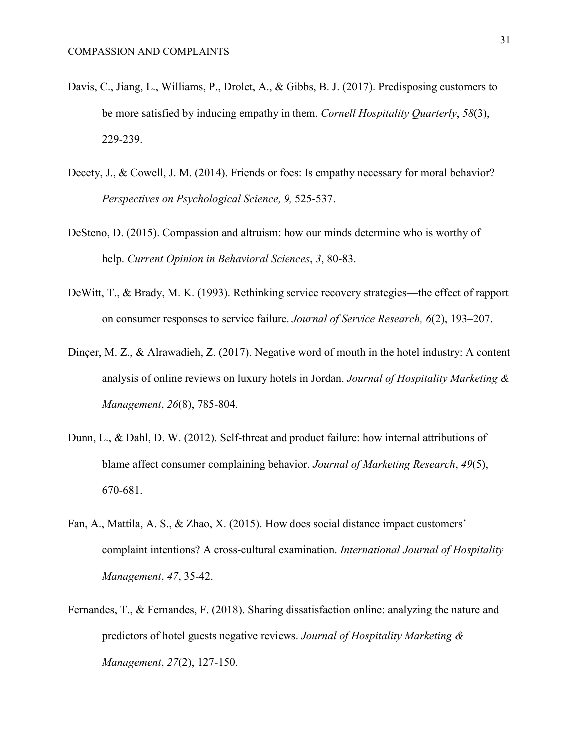Davis, C., Jiang, L., Williams, P., Drolet, A., & Gibbs, B. J. (2017). Predisposing customers to be more satisfied by inducing empathy in them. *Cornell Hospitality Quarterly*, *58*(3), 229-239.

Decety, J., & Cowell, J. M. (2014). Friends or foes: Is empathy necessary for moral behavior? *Perspectives on Psychological Science, 9,* 525-537.

DeSteno, D. (2015). Compassion and altruism: how our minds determine who is worthy of help. *Current Opinion in Behavioral Sciences*, *3*, 80-83.

DeWitt, T., & Brady, M. K. (1993). Rethinking service recovery strategies—the effect of rapport on consumer responses to service failure. *Journal of Service Research, 6*(2), 193–207.

Dinçer, M. Z., & Alrawadieh, Z. (2017). Negative word of mouth in the hotel industry: A content analysis of online reviews on luxury hotels in Jordan. *Journal of Hospitality Marketing & Management*, *26*(8), 785-804.

Dunn, L., & Dahl, D. W. (2012). Self-threat and product failure: how internal attributions of blame affect consumer complaining behavior. *Journal of Marketing Research*, *49*(5), 670-681.

Fan, A., Mattila, A. S., & Zhao, X. (2015). How does social distance impact customers' complaint intentions? A cross-cultural examination. *International Journal of Hospitality Management*, *47*, 35-42.

Fernandes, T., & Fernandes, F. (2018). Sharing dissatisfaction online: analyzing the nature and predictors of hotel guests negative reviews. *Journal of Hospitality Marketing & Management*, *27*(2), 127-150.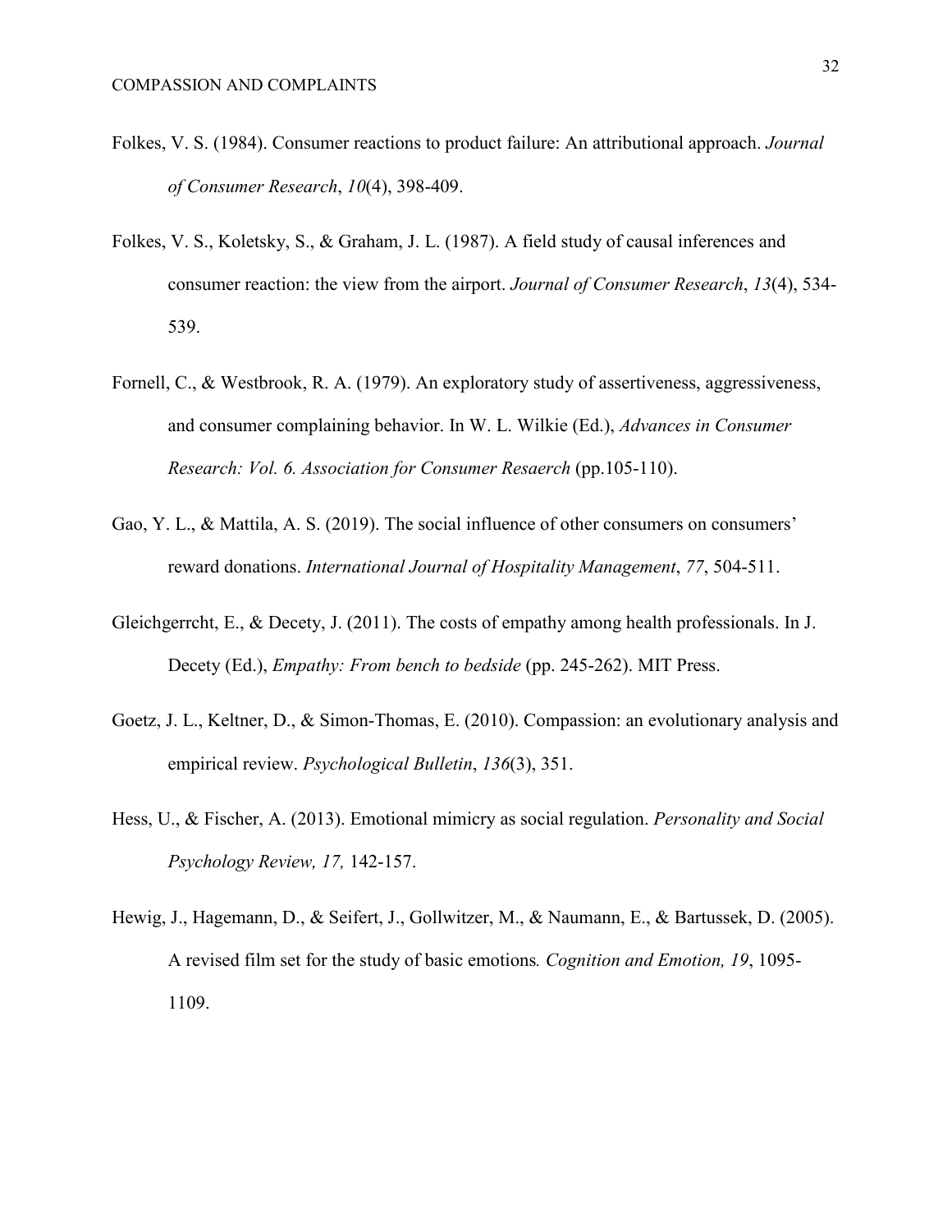Folkes, V. S. (1984). Consumer reactions to product failure: An attributional approach. *Journal of Consumer Research*, *10*(4), 398-409.

Folkes, V. S., Koletsky, S., & Graham, J. L. (1987). A field study of causal inferences and consumer reaction: the view from the airport. *Journal of Consumer Research*, *13*(4), 534-539.

Fornell, C., & Westbrook, R. A. (1979). An exploratory study of assertiveness, aggressiveness, and consumer complaining behavior. In W. L. Wilkie (Ed.), *Advances in Consumer Research: Vol. 6. Association for Consumer Resaerch* (pp.105-110).

Gao, Y. L., & Mattila, A. S. (2019). The social influence of other consumers on consumers' reward donations. *International Journal of Hospitality Management*, *77*, 504-511.

Gleichgerrcht, E., & Decety, J. (2011). The costs of empathy among health professionals. In J. Decety (Ed.), *Empathy: From bench to bedside* (pp. 245-262). MIT Press.

Goetz, J. L., Keltner, D., & Simon-Thomas, E. (2010). Compassion: an evolutionary analysis and empirical review. *Psychological Bulletin*, *136*(3), 351.

Hess, U., & Fischer, A. (2013). Emotional mimicry as social regulation. *Personality and Social Psychology Review, 17,* 142-157.

Hewig, J., Hagemann, D., & Seifert, J., Gollwitzer, M., & Naumann, E., & Bartussek, D. (2005). A revised film set for the study of basic emotions*. Cognition and Emotion, 19*, 1095-1109.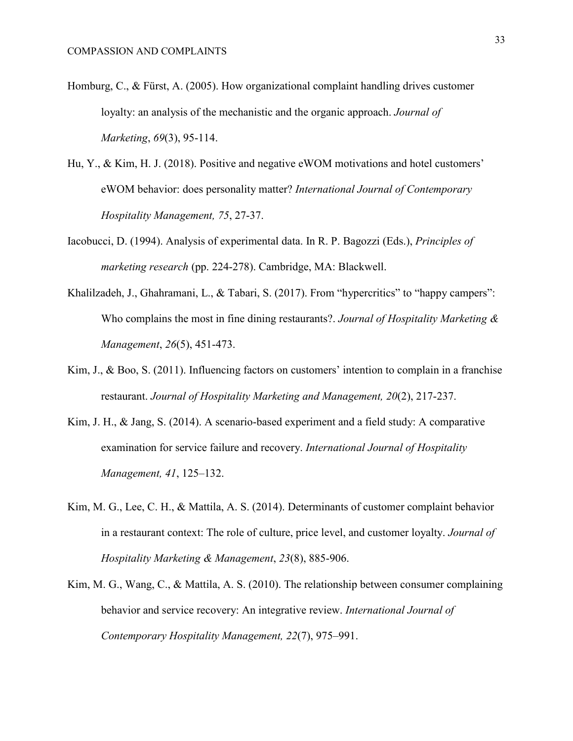Homburg, C., & Fürst, A. (2005). How organizational complaint handling drives customer loyalty: an analysis of the mechanistic and the organic approach. *Journal of Marketing*, *69*(3), 95-114.

Hu, Y., & Kim, H. J. (2018). Positive and negative eWOM motivations and hotel customers' eWOM behavior: does personality matter? *International Journal of Contemporary Hospitality Management, 75*, 27-37.

Iacobucci, D. (1994). Analysis of experimental data. In R. P. Bagozzi (Eds.), *Principles of marketing research* (pp. 224-278). Cambridge, MA: Blackwell.

Khalilzadeh, J., Ghahramani, L., & Tabari, S. (2017). From "hypercritics" to "happy campers": Who complains the most in fine dining restaurants?. *Journal of Hospitality Marketing & Management*, *26*(5), 451-473.

Kim, J., & Boo, S. (2011). Influencing factors on customers' intention to complain in a franchise restaurant. *Journal of Hospitality Marketing and Management, 20*(2), 217-237.

Kim, J. H., & Jang, S. (2014). A scenario-based experiment and a field study: A comparative examination for service failure and recovery. *International Journal of Hospitality Management, 41*, 125–132.

Kim, M. G., Lee, C. H., & Mattila, A. S. (2014). Determinants of customer complaint behavior in a restaurant context: The role of culture, price level, and customer loyalty. *Journal of Hospitality Marketing & Management*, *23*(8), 885-906.

Kim, M. G., Wang, C., & Mattila, A. S. (2010). The relationship between consumer complaining behavior and service recovery: An integrative review. *International Journal of Contemporary Hospitality Management, 22*(7), 975–991.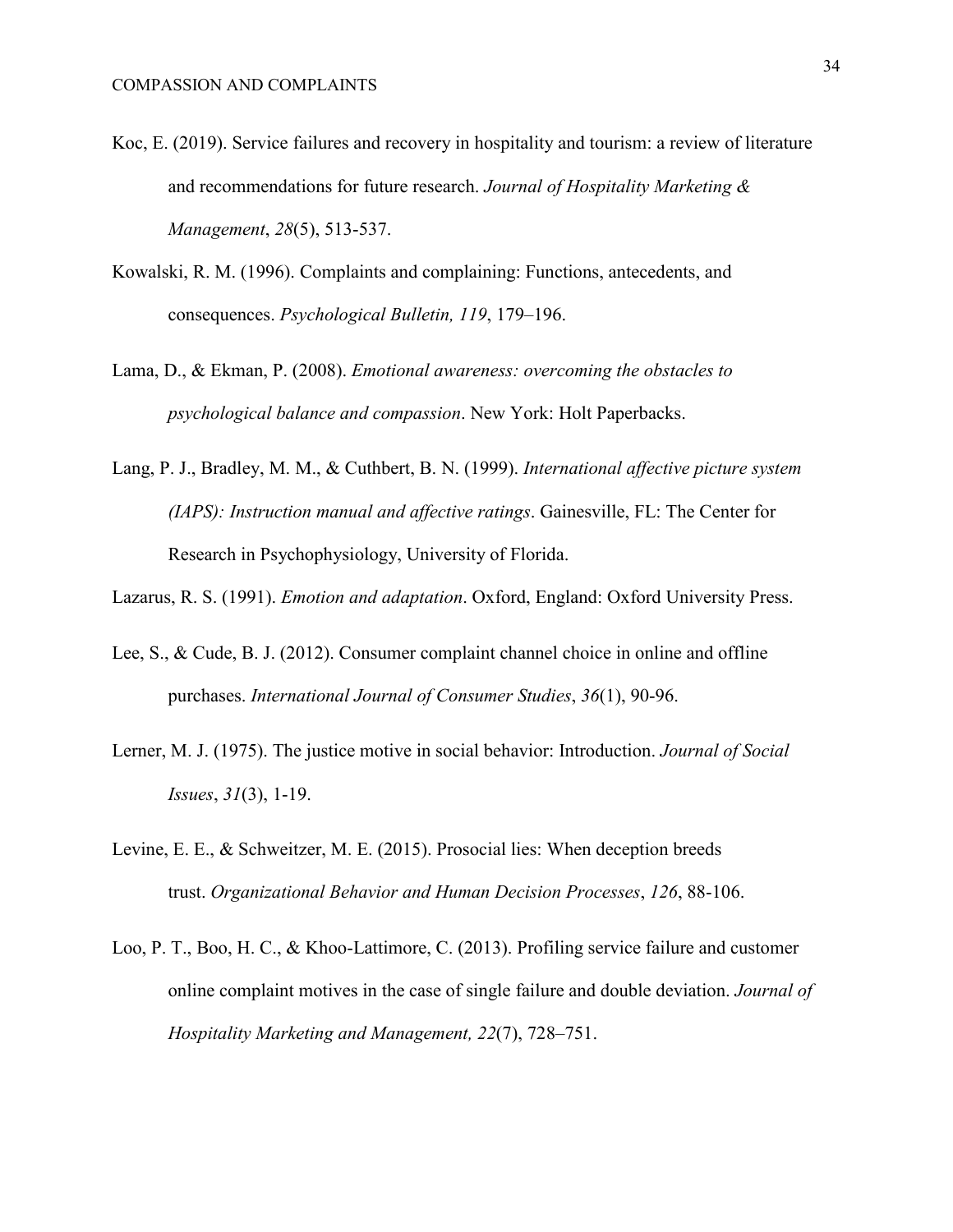Koc, E. (2019). Service failures and recovery in hospitality and tourism: a review of literature and recommendations for future research. *Journal of Hospitality Marketing & Management*, *28*(5), 513-537.

Kowalski, R. M. (1996). Complaints and complaining: Functions, antecedents, and consequences. *Psychological Bulletin, 119*, 179–196.

Lama, D., & Ekman, P. (2008). *Emotional awareness: overcoming the obstacles to psychological balance and compassion*. New York: Holt Paperbacks.

Lang, P. J., Bradley, M. M., & Cuthbert, B. N. (1999). *International affective picture system (IAPS): Instruction manual and affective ratings*. Gainesville, FL: The Center for Research in Psychophysiology, University of Florida.

Lazarus, R. S. (1991). *Emotion and adaptation*. Oxford, England: Oxford University Press.

Lee, S., & Cude, B. J. (2012). Consumer complaint channel choice in online and offline purchases. *International Journal of Consumer Studies*, *36*(1), 90-96.

Lerner, M. J. (1975). The justice motive in social behavior: Introduction. *Journal of Social Issues*, *31*(3), 1-19.

Levine, E. E., & Schweitzer, M. E. (2015). Prosocial lies: When deception breeds trust. *Organizational Behavior and Human Decision Processes*, *126*, 88-106.

Loo, P. T., Boo, H. C., & Khoo-Lattimore, C. (2013). Profiling service failure and customer online complaint motives in the case of single failure and double deviation. *Journal of Hospitality Marketing and Management, 22*(7), 728–751.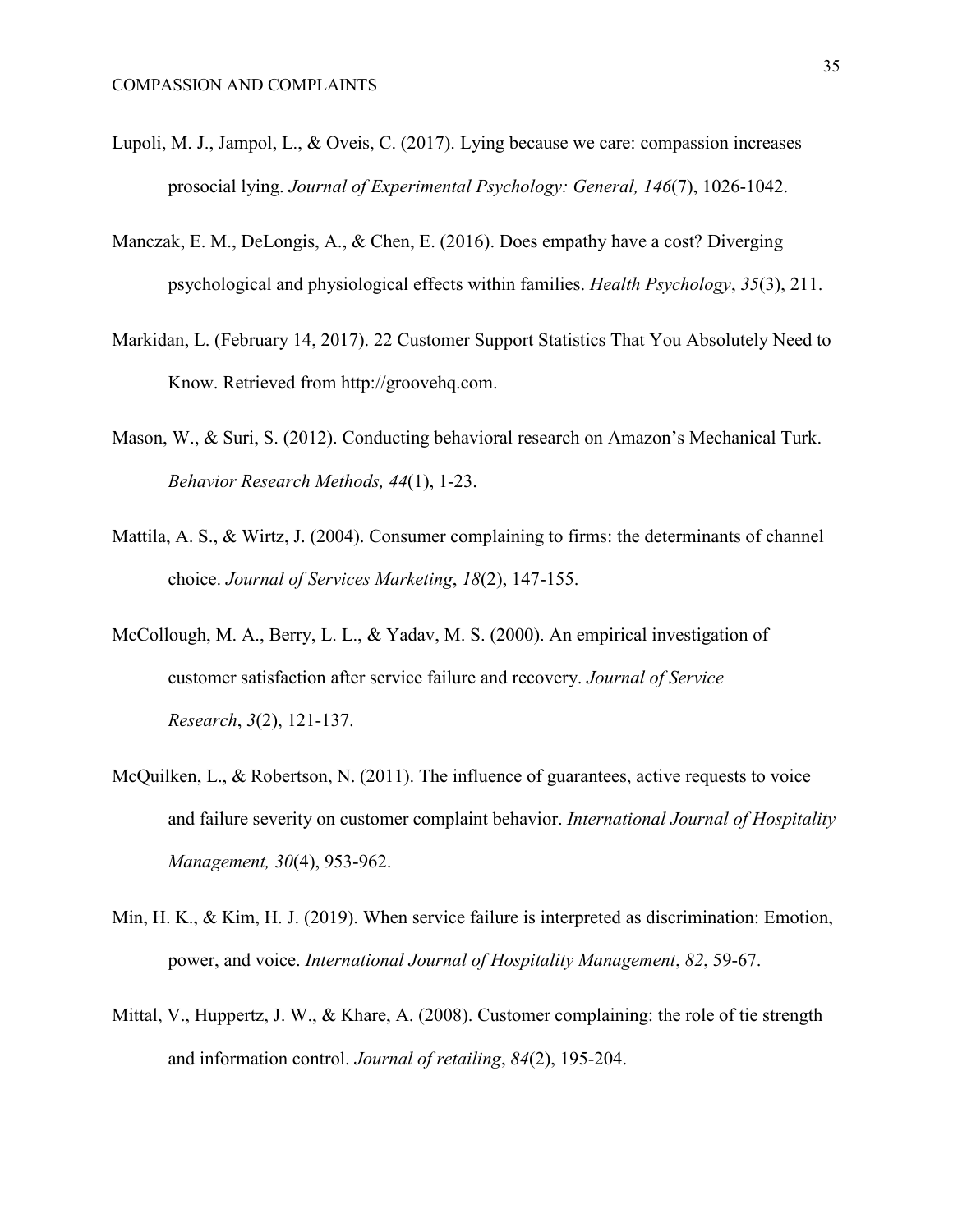Lupoli, M. J., Jampol, L., & Oveis, C. (2017). Lying because we care: compassion increases prosocial lying. *Journal of Experimental Psychology: General, 146*(7), 1026-1042.

Manczak, E. M., DeLongis, A., & Chen, E. (2016). Does empathy have a cost? Diverging psychological and physiological effects within families. *Health Psychology*, *35*(3), 211.

Markidan, L. (February 14, 2017). 22 Customer Support Statistics That You Absolutely Need to Know. Retrieved from http://groovehq.com.

Mason, W., & Suri, S. (2012). Conducting behavioral research on Amazon's Mechanical Turk. *Behavior Research Methods, 44*(1), 1-23.

Mattila, A. S., & Wirtz, J. (2004). Consumer complaining to firms: the determinants of channel choice. *Journal of Services Marketing*, *18*(2), 147-155.

McCollough, M. A., Berry, L. L., & Yadav, M. S. (2000). An empirical investigation of customer satisfaction after service failure and recovery. *Journal of Service Research*, *3*(2), 121-137.

McQuilken, L., & Robertson, N. (2011). The influence of guarantees, active requests to voice and failure severity on customer complaint behavior. *International Journal of Hospitality Management, 30*(4), 953-962.

Min, H. K., & Kim, H. J. (2019). When service failure is interpreted as discrimination: Emotion, power, and voice. *International Journal of Hospitality Management*, *82*, 59-67.

Mittal, V., Huppertz, J. W., & Khare, A. (2008). Customer complaining: the role of tie strength and information control. *Journal of retailing*, *84*(2), 195-204.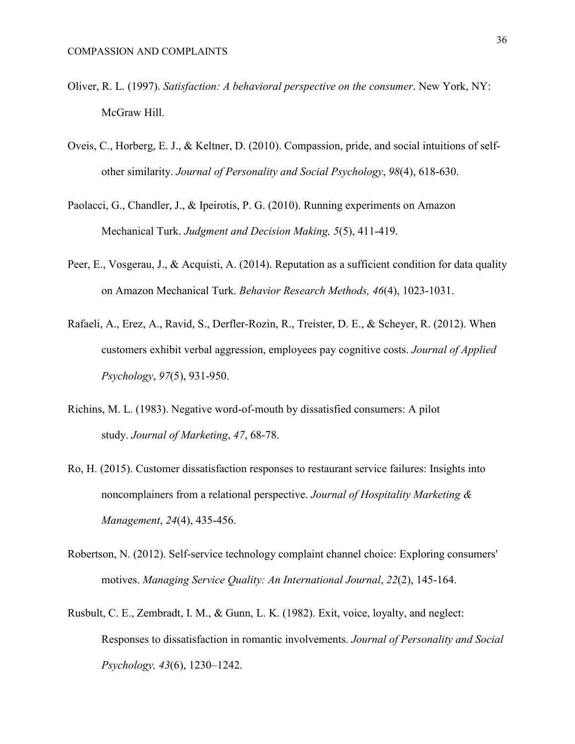Oliver, R. L. (1997). *Satisfaction: A behavioral perspective on the consumer*. New York, NY: McGraw Hill.

Oveis, C., Horberg, E. J., & Keltner, D. (2010). Compassion, pride, and social intuitions of self-other similarity. *Journal of Personality and Social Psychology*, *98*(4), 618-630.

Paolacci, G., Chandler, J., & Ipeirotis, P. G. (2010). Running experiments on Amazon Mechanical Turk. *Judgment and Decision Making, 5*(5), 411-419.

Peer, E., Vosgerau, J., & Acquisti, A. (2014). Reputation as a sufficient condition for data quality on Amazon Mechanical Turk. *Behavior Research Methods, 46*(4), 1023-1031.

Rafaeli, A., Erez, A., Ravid, S., Derfler-Rozin, R., Treister, D. E., & Scheyer, R. (2012). When customers exhibit verbal aggression, employees pay cognitive costs. *Journal of Applied Psychology*, *97*(5), 931-950.

Richins, M. L. (1983). Negative word-of-mouth by dissatisfied consumers: A pilot study. *Journal of Marketing*, *47*, 68-78.

Ro, H. (2015). Customer dissatisfaction responses to restaurant service failures: Insights into noncomplainers from a relational perspective. *Journal of Hospitality Marketing & Management*, *24*(4), 435-456.

Robertson, N. (2012). Self-service technology complaint channel choice: Exploring consumers' motives. *Managing Service Quality: An International Journal*, *22*(2), 145-164.

Rusbult, C. E., Zembradt, I. M., & Gunn, L. K. (1982). Exit, voice, loyalty, and neglect: Responses to dissatisfaction in romantic involvements. *Journal of Personality and Social Psychology, 43*(6), 1230–1242.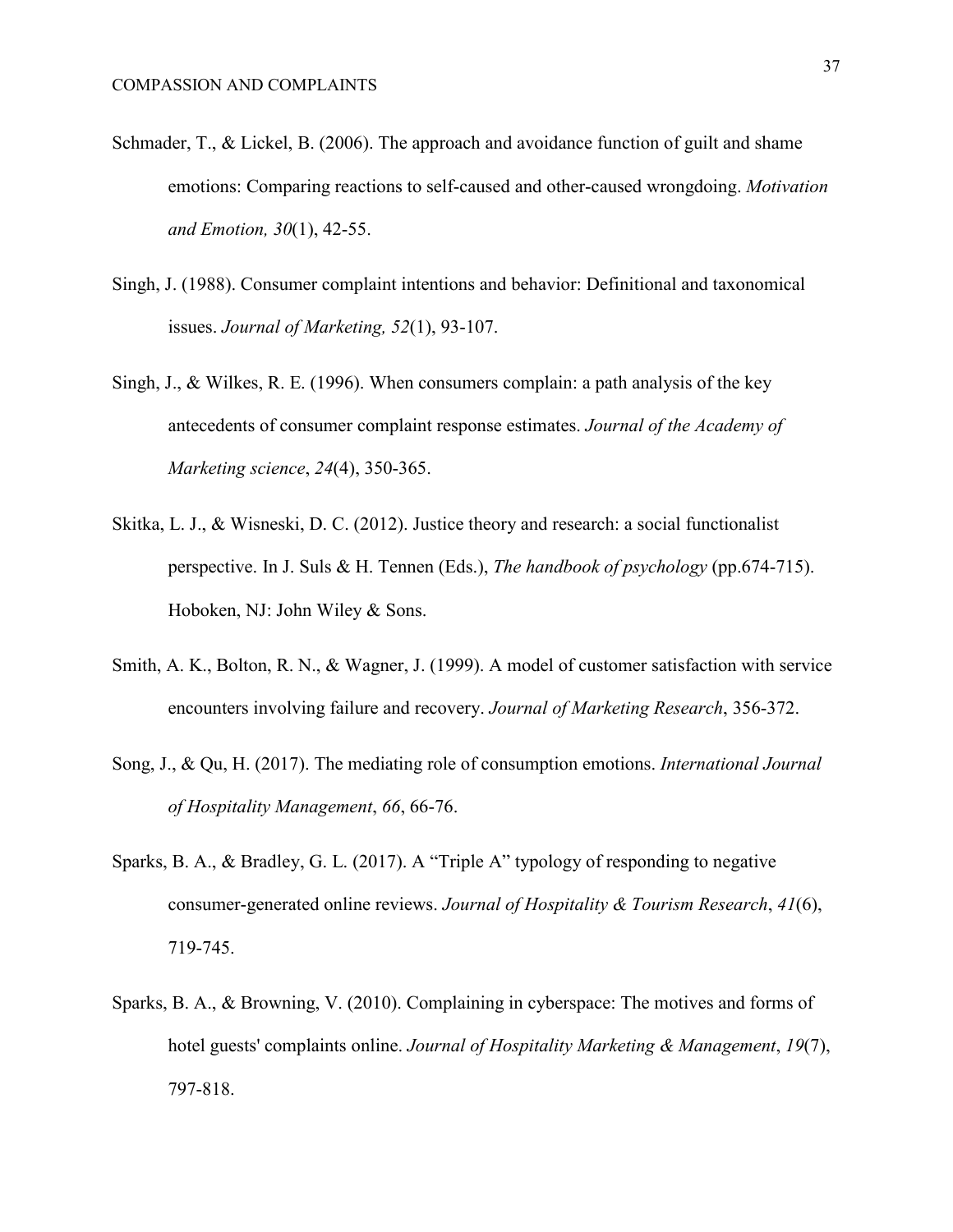Schmader, T., & Lickel, B. (2006). The approach and avoidance function of guilt and shame emotions: Comparing reactions to self-caused and other-caused wrongdoing. *Motivation and Emotion, 30*(1), 42-55.

Singh, J. (1988). Consumer complaint intentions and behavior: Definitional and taxonomical issues. *Journal of Marketing, 52*(1), 93-107.

Singh, J., & Wilkes, R. E. (1996). When consumers complain: a path analysis of the key antecedents of consumer complaint response estimates. *Journal of the Academy of Marketing science*, *24*(4), 350-365.

Skitka, L. J., & Wisneski, D. C. (2012). Justice theory and research: a social functionalist perspective. In J. Suls & H. Tennen (Eds.), *The handbook of psychology* (pp.674-715). Hoboken, NJ: John Wiley & Sons.

Smith, A. K., Bolton, R. N., & Wagner, J. (1999). A model of customer satisfaction with service encounters involving failure and recovery. *Journal of Marketing Research*, 356-372.

Song, J., & Qu, H. (2017). The mediating role of consumption emotions. *International Journal of Hospitality Management*, *66*, 66-76.

Sparks, B. A., & Bradley, G. L. (2017). A "Triple A" typology of responding to negative consumer-generated online reviews. *Journal of Hospitality & Tourism Research*, *41*(6), 719-745.

Sparks, B. A., & Browning, V. (2010). Complaining in cyberspace: The motives and forms of hotel guests' complaints online. *Journal of Hospitality Marketing & Management*, *19*(7), 797-818.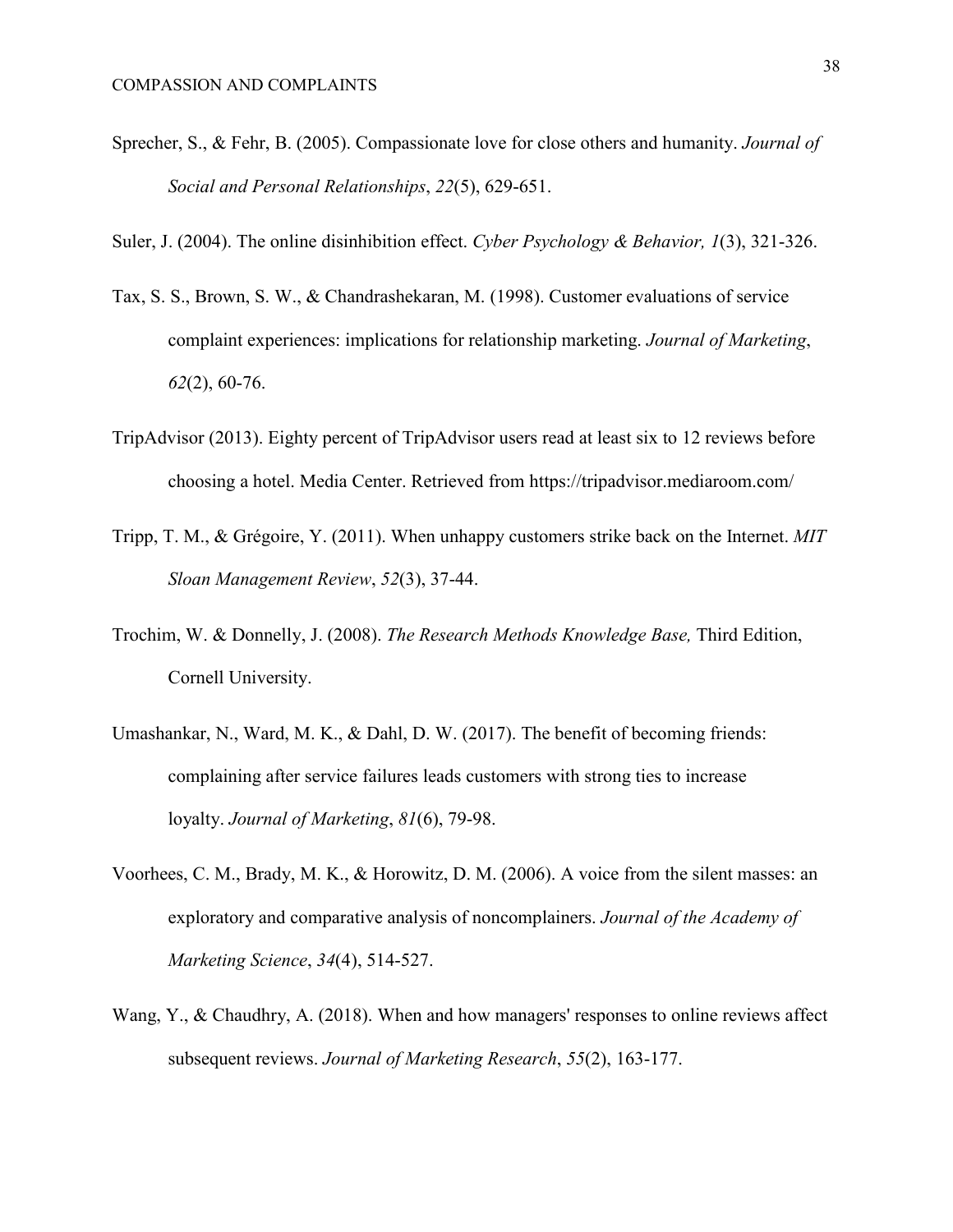Sprecher, S., & Fehr, B. (2005). Compassionate love for close others and humanity. *Journal of Social and Personal Relationships*, *22*(5), 629-651.

Suler, J. (2004). The online disinhibition effect. *Cyber Psychology & Behavior, 1*(3), 321-326.

Tax, S. S., Brown, S. W., & Chandrashekaran, M. (1998). Customer evaluations of service complaint experiences: implications for relationship marketing. *Journal of Marketing*, *62*(2), 60-76.

TripAdvisor (2013). Eighty percent of TripAdvisor users read at least six to 12 reviews before choosing a hotel. Media Center. Retrieved from https://tripadvisor.mediaroom.com/

Tripp, T. M., & Grégoire, Y. (2011). When unhappy customers strike back on the Internet. *MIT Sloan Management Review*, *52*(3), 37-44.

Trochim, W. & Donnelly, J. (2008). *The Research Methods Knowledge Base,* Third Edition, Cornell University.

Umashankar, N., Ward, M. K., & Dahl, D. W. (2017). The benefit of becoming friends: complaining after service failures leads customers with strong ties to increase loyalty. *Journal of Marketing*, *81*(6), 79-98.

Voorhees, C. M., Brady, M. K., & Horowitz, D. M. (2006). A voice from the silent masses: an exploratory and comparative analysis of noncomplainers. *Journal of the Academy of Marketing Science*, *34*(4), 514-527.

Wang, Y., & Chaudhry, A. (2018). When and how managers' responses to online reviews affect subsequent reviews. *Journal of Marketing Research*, *55*(2), 163-177.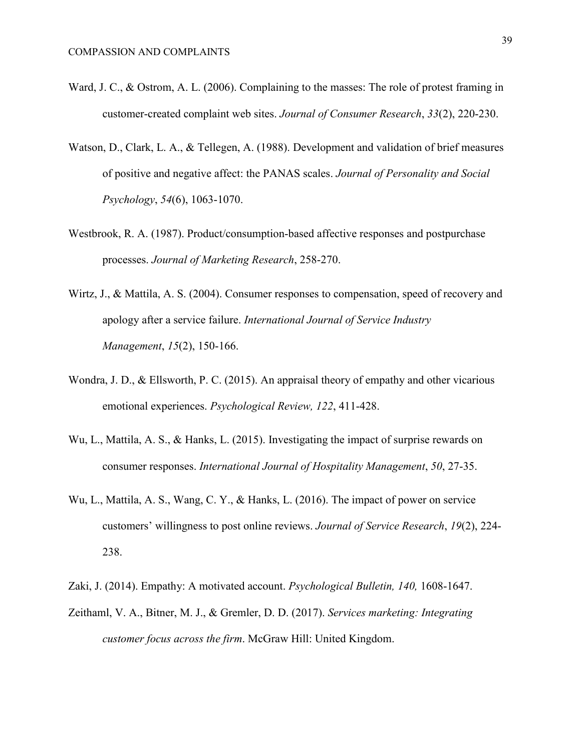Ward, J. C., & Ostrom, A. L. (2006). Complaining to the masses: The role of protest framing in customer-created complaint web sites. *Journal of Consumer Research*, *33*(2), 220-230.

Watson, D., Clark, L. A., & Tellegen, A. (1988). Development and validation of brief measures of positive and negative affect: the PANAS scales. *Journal of Personality and Social Psychology*, *54*(6), 1063-1070.

Westbrook, R. A. (1987). Product/consumption-based affective responses and postpurchase processes. *Journal of Marketing Research*, 258-270.

Wirtz, J., & Mattila, A. S. (2004). Consumer responses to compensation, speed of recovery and apology after a service failure. *International Journal of Service Industry Management*, *15*(2), 150-166.

Wondra, J. D., & Ellsworth, P. C. (2015). An appraisal theory of empathy and other vicarious emotional experiences. *Psychological Review, 122*, 411-428.

Wu, L., Mattila, A. S., & Hanks, L. (2015). Investigating the impact of surprise rewards on consumer responses. *International Journal of Hospitality Management*, *50*, 27-35.

Wu, L., Mattila, A. S., Wang, C. Y., & Hanks, L. (2016). The impact of power on service customers' willingness to post online reviews. *Journal of Service Research*, *19*(2), 224-238.

Zaki, J. (2014). Empathy: A motivated account. *Psychological Bulletin, 140,* 1608-1647.

Zeithaml, V. A., Bitner, M. J., & Gremler, D. D. (2017). *Services marketing: Integrating customer focus across the firm*. McGraw Hill: United Kingdom.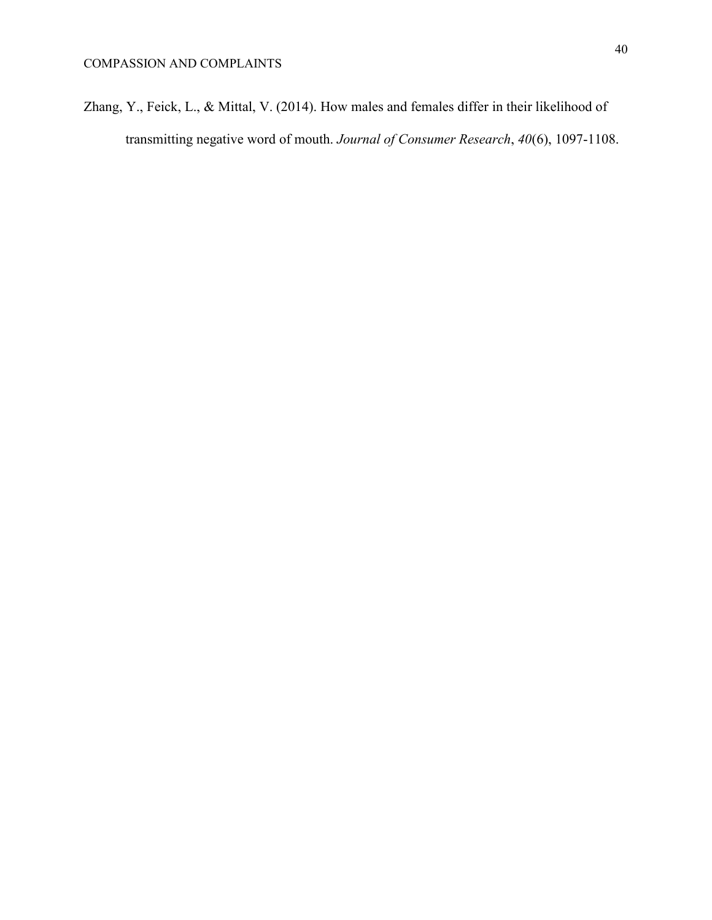Zhang, Y., Feick, L., & Mittal, V. (2014). How males and females differ in their likelihood of transmitting negative word of mouth. *Journal of Consumer Research*, *40*(6), 1097-1108.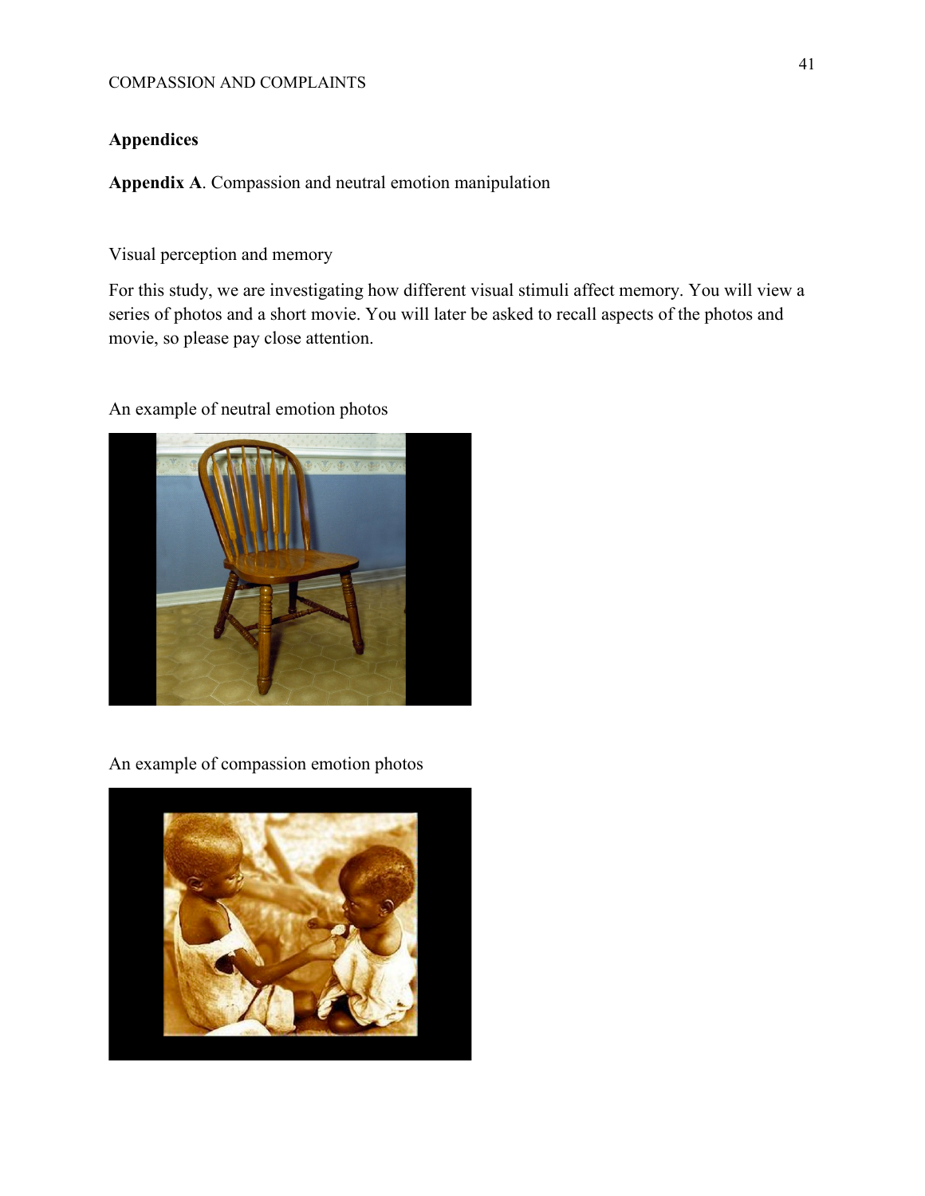**Appendices**

**Appendix A**. Compassion and neutral emotion manipulation

Visual perception and memory

For this study, we are investigating how different visual stimuli affect memory. You will view a series of photos and a short movie. You will later be asked to recall aspects of the photos and movie, so please pay close attention.

An example of neutral emotion photos

An example of compassion emotion photos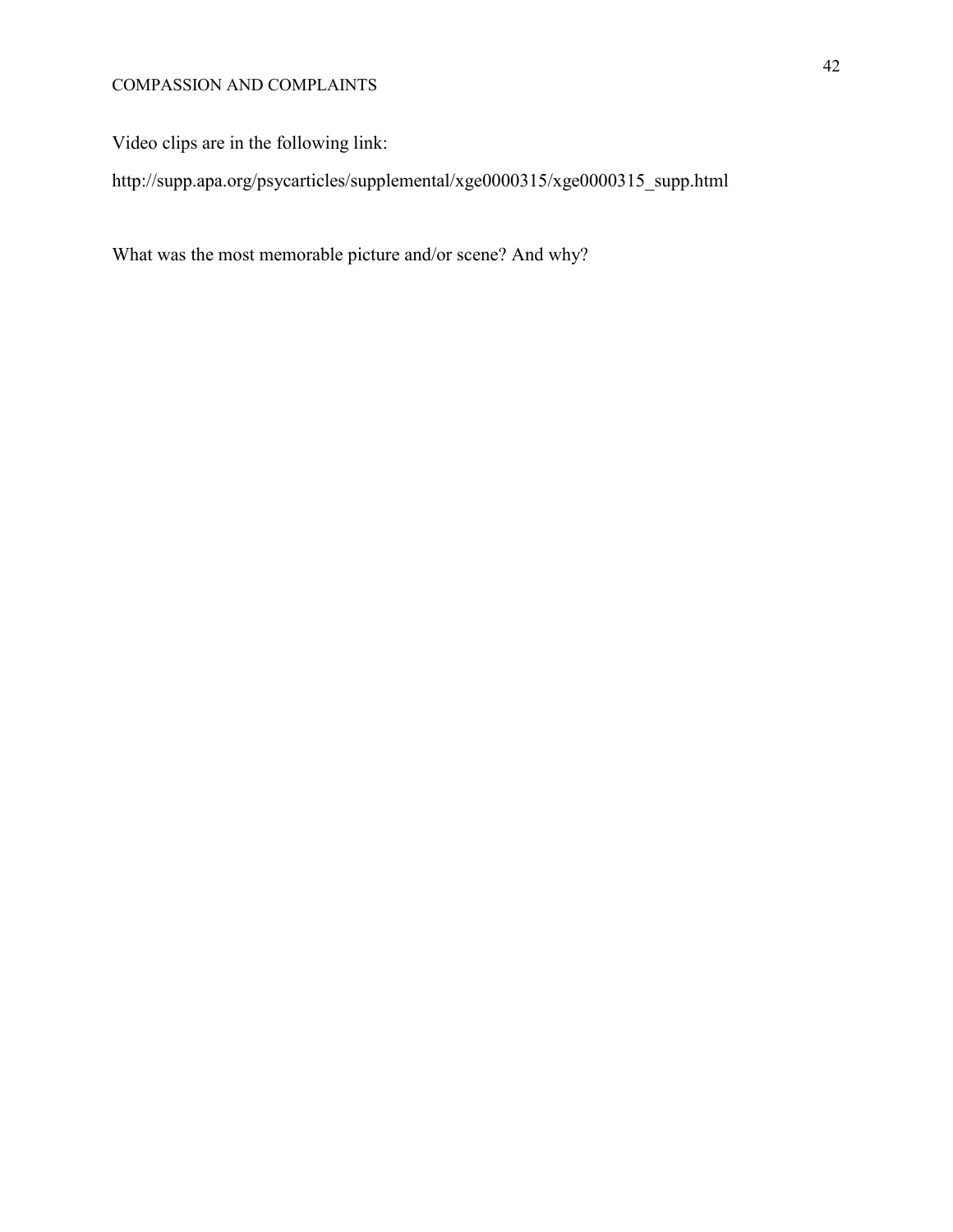Video clips are in the following link:

http://supp.apa.org/psycarticles/supplemental/xge0000315/xge0000315_supp.html

What was the most memorable picture and/or scene? And why?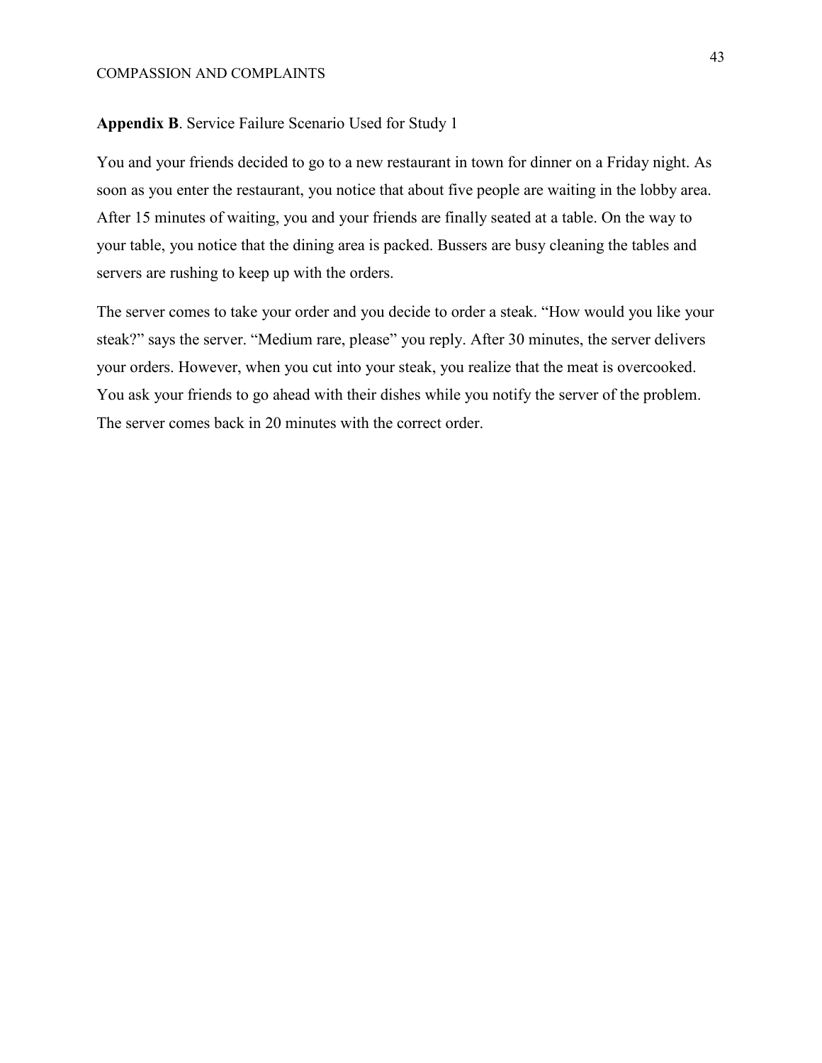**Appendix B**. Service Failure Scenario Used for Study 1

You and your friends decided to go to a new restaurant in town for dinner on a Friday night. As soon as you enter the restaurant, you notice that about five people are waiting in the lobby area. After 15 minutes of waiting, you and your friends are finally seated at a table. On the way to your table, you notice that the dining area is packed. Bussers are busy cleaning the tables and servers are rushing to keep up with the orders.

The server comes to take your order and you decide to order a steak. "How would you like your steak?" says the server. "Medium rare, please" you reply. After 30 minutes, the server delivers your orders. However, when you cut into your steak, you realize that the meat is overcooked. You ask your friends to go ahead with their dishes while you notify the server of the problem. The server comes back in 20 minutes with the correct order.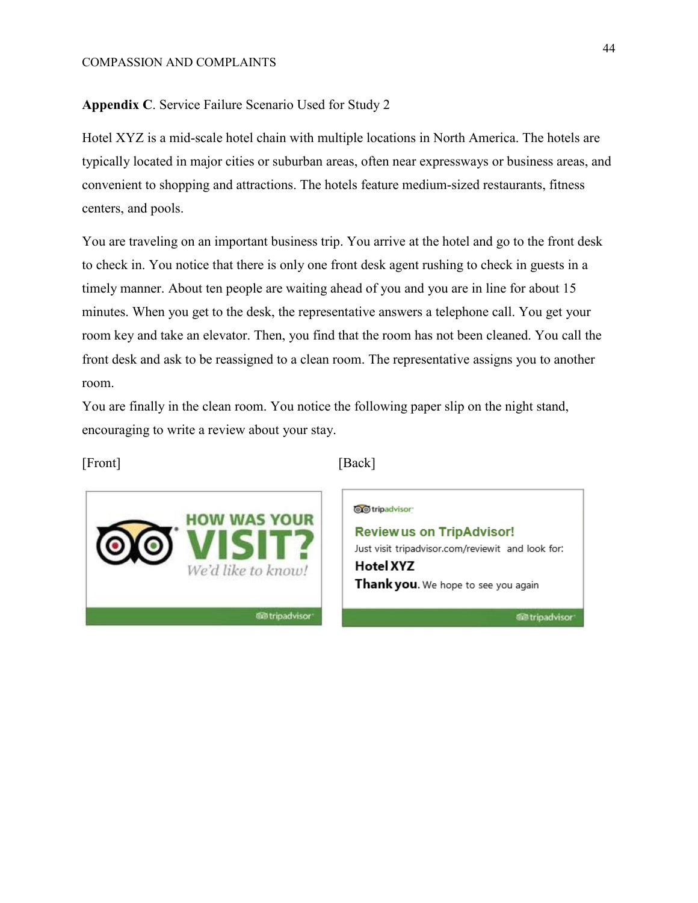**Appendix C**. Service Failure Scenario Used for Study 2

Hotel XYZ is a mid-scale hotel chain with multiple locations in North America. The hotels are typically located in major cities or suburban areas, often near expressways or business areas, and convenient to shopping and attractions. The hotels feature medium-sized restaurants, fitness centers, and pools.

You are traveling on an important business trip. You arrive at the hotel and go to the front desk to check in. You notice that there is only one front desk agent rushing to check in guests in a timely manner. About ten people are waiting ahead of you and you are in line for about 15 minutes. When you get to the desk, the representative answers a telephone call. You get your room key and take an elevator. Then, you find that the room has not been cleaned. You call the front desk and ask to be reassigned to a clean room. The representative assigns you to another room.

You are finally in the clean room. You notice the following paper slip on the night stand, encouraging to write a review about your stay.

[Front]

HOW WAS YOUR VISIT?

*We'd like to know!*

tripadvisor

[Back]

tripadvisor

**Review us on TripAdvisor!**

Just visit tripadvisor.com/reviewit and look for:

**Hotel XYZ**

**Thank you.** We hope to see you again

tripadvisor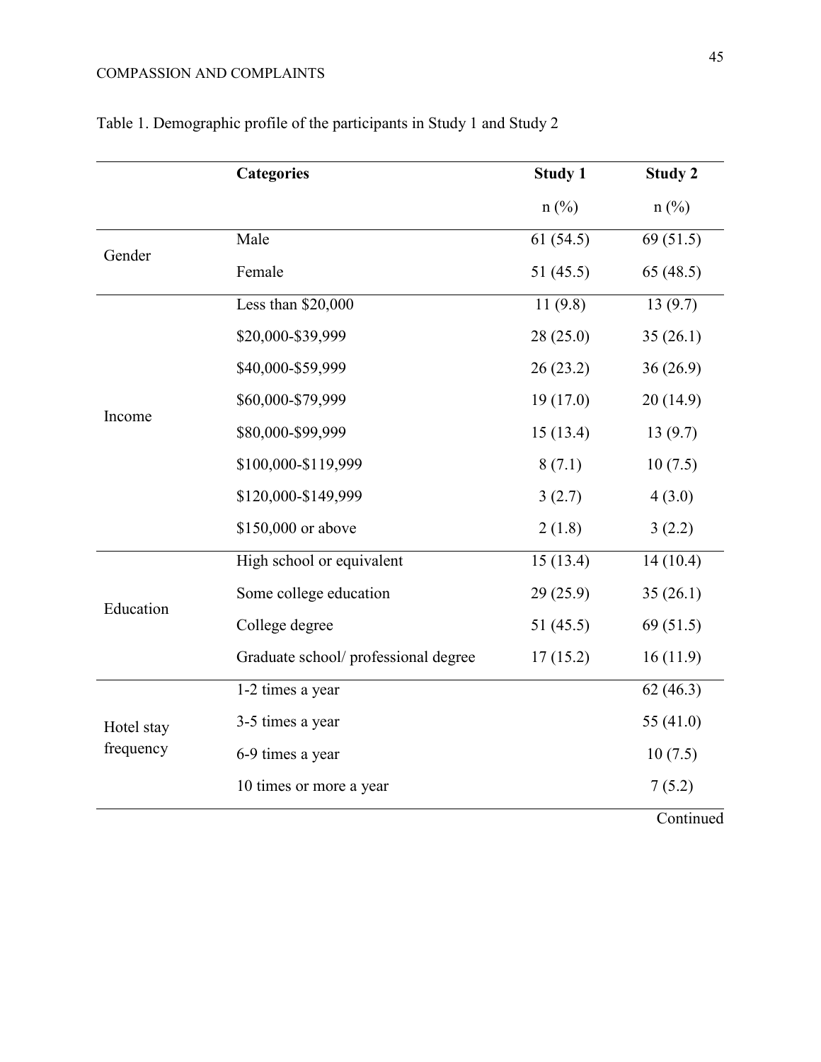Table 1. Demographic profile of the participants in Study 1 and Study 2

| | **Categories** | **Study 1** | **Study 2** |
|---|---|---|---|
| | | n (%) | n (%) |
| Gender | Male | 61 (54.5) | 69 (51.5) |
| | Female | 51 (45.5) | 65 (48.5) |
| Income | Less than $20,000 | 11 (9.8) | 13 (9.7) |
| | $20,000-$39,999 | 28 (25.0) | 35 (26.1) |
| | $40,000-$59,999 | 26 (23.2) | 36 (26.9) |
| | $60,000-$79,999 | 19 (17.0) | 20 (14.9) |
| | $80,000-$99,999 | 15 (13.4) | 13 (9.7) |
| | $100,000-$119,999 | 8 (7.1) | 10 (7.5) |
| | $120,000-$149,999 | 3 (2.7) | 4 (3.0) |
| | $150,000 or above | 2 (1.8) | 3 (2.2) |
| Education | High school or equivalent | 15 (13.4) | 14 (10.4) |
| | Some college education | 29 (25.9) | 35 (26.1) |
| | College degree | 51 (45.5) | 69 (51.5) |
| | Graduate school/ professional degree | 17 (15.2) | 16 (11.9) |
| Hotel stay frequency | 1-2 times a year | | 62 (46.3) |
| | 3-5 times a year | | 55 (41.0) |
| | 6-9 times a year | | 10 (7.5) |
| | 10 times or more a year | | 7 (5.2) |

Continued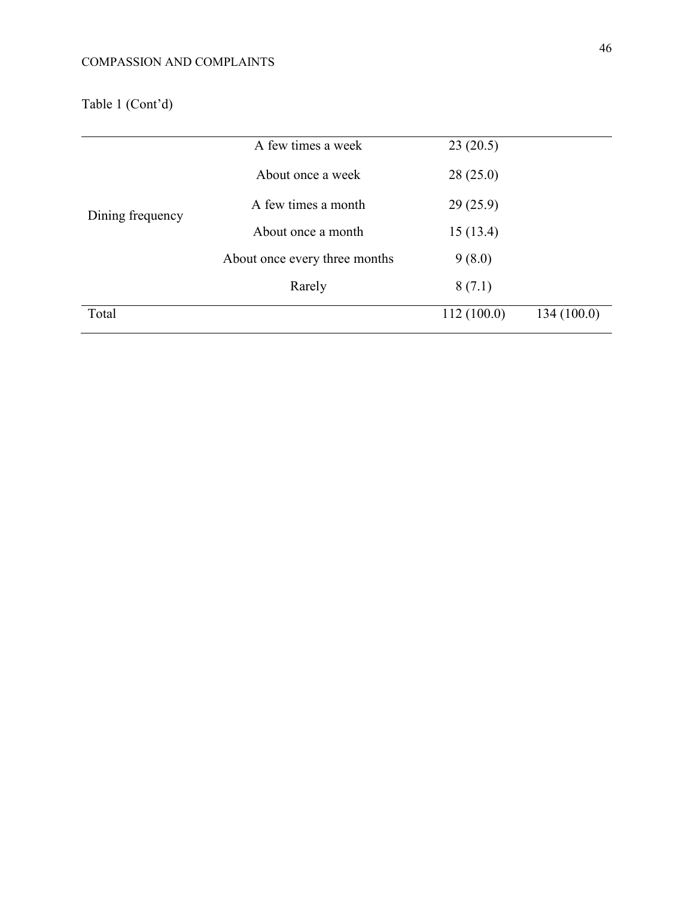Table 1 (Cont'd)

| | | | |
|---|---|---|---|
| Dining frequency | A few times a week | 23 (20.5) | |
| | About once a week | 28 (25.0) | |
| | A few times a month | 29 (25.9) | |
| | About once a month | 15 (13.4) | |
| | About once every three months | 9 (8.0) | |
| | Rarely | 8 (7.1) | |
| Total | | 112 (100.0) | 134 (100.0) |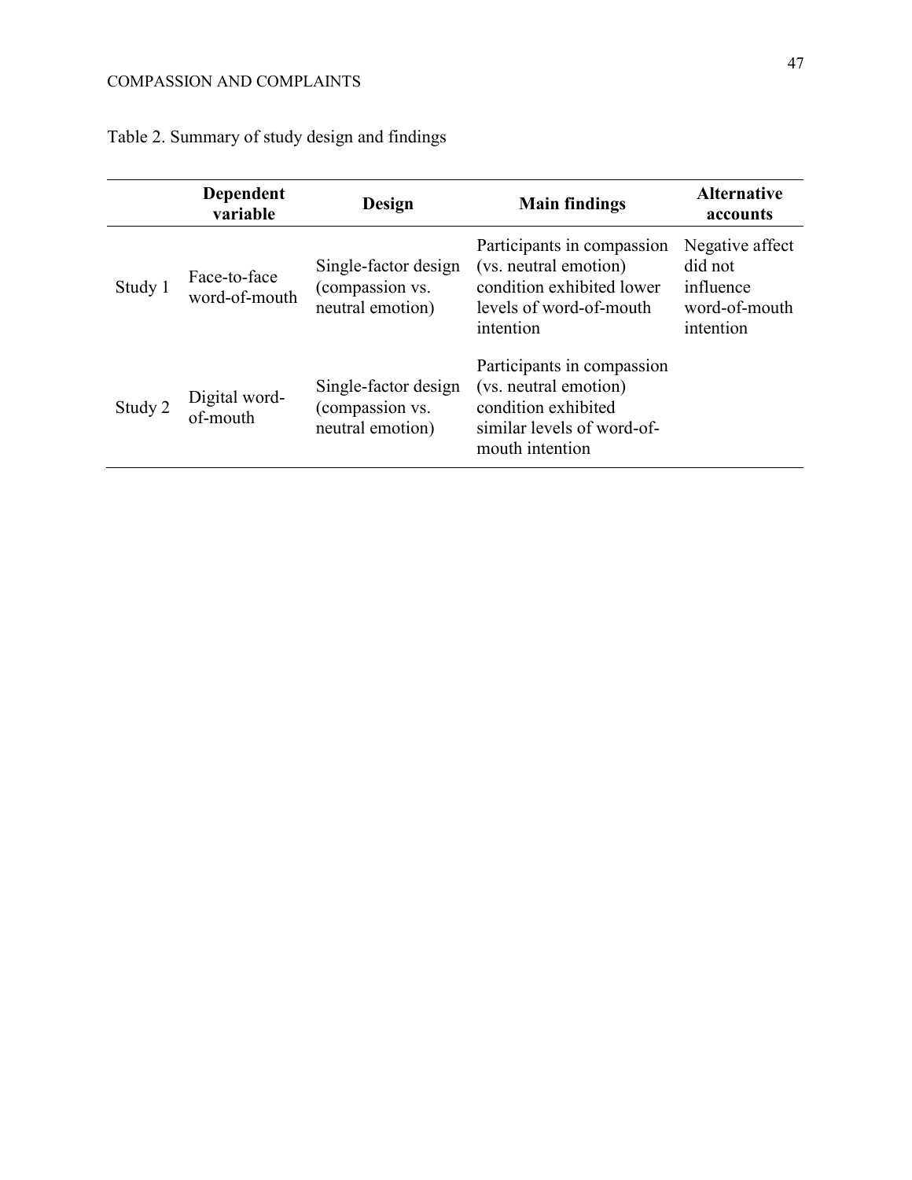Table 2. Summary of study design and findings

| | Dependent variable | Design | Main findings | Alternative accounts |
|---|---|---|---|---|
| Study 1 | Face-to-face word-of-mouth | Single-factor design (compassion vs. neutral emotion) | Participants in compassion (vs. neutral emotion) condition exhibited lower levels of word-of-mouth intention | Negative affect did not influence word-of-mouth intention |
| Study 2 | Digital word-of-mouth | Single-factor design (compassion vs. neutral emotion) | Participants in compassion (vs. neutral emotion) condition exhibited similar levels of word-of-mouth intention | |